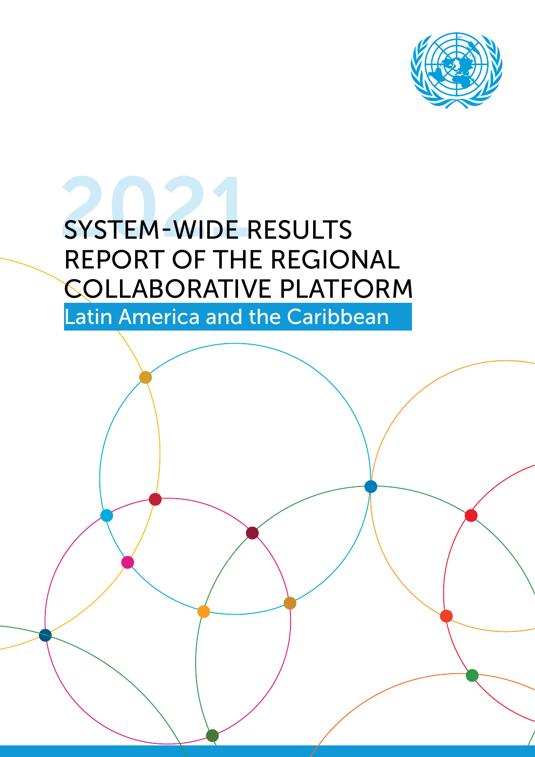# 2021 SYSTEM-WIDE RESULTS REPORT OF THE REGIONAL COLLABORATIVE PLATFORM

## Latin America and the Caribbean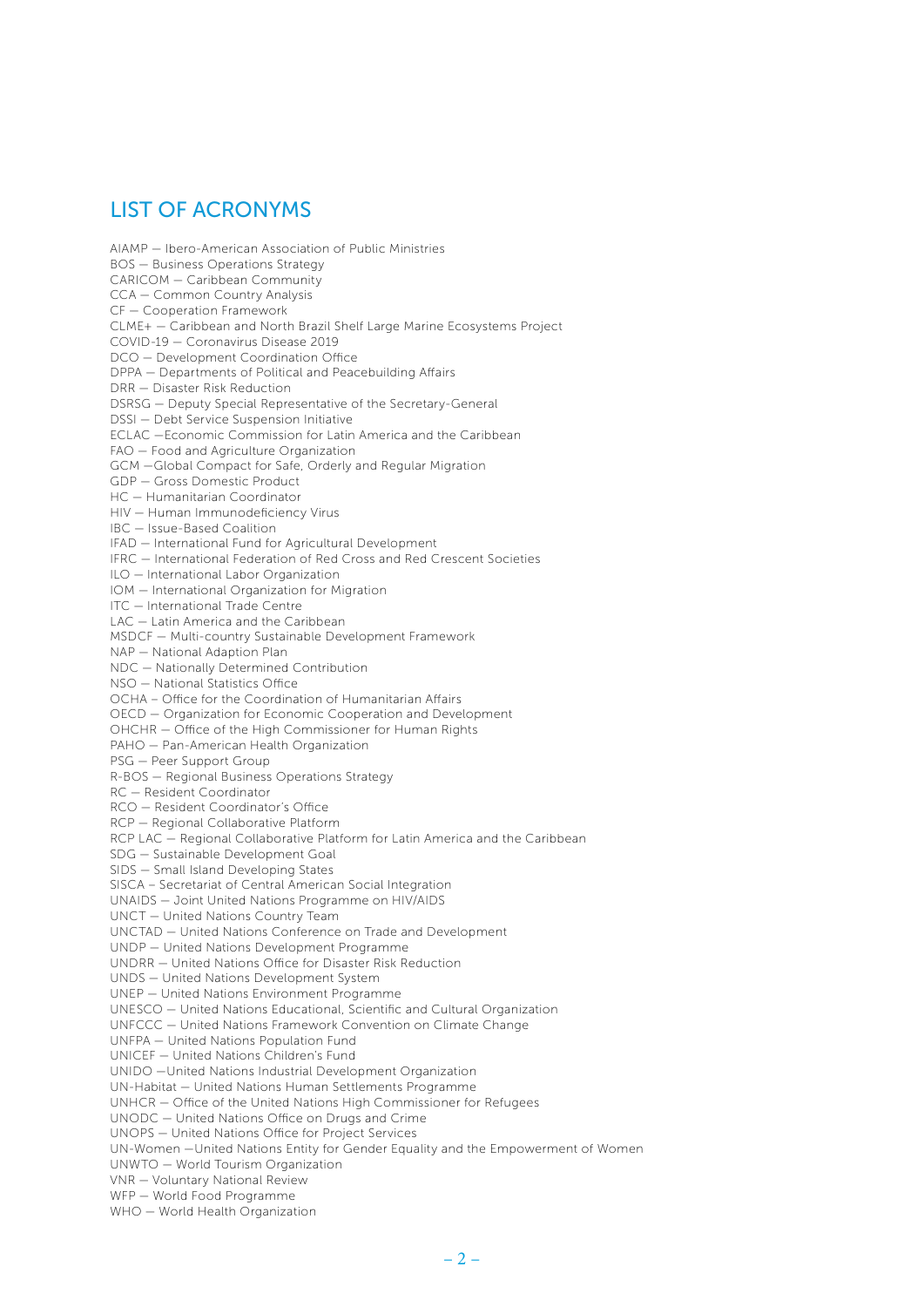# LIST OF ACRONYMS

AIAMP — Ibero-American Association of Public Ministries
BOS — Business Operations Strategy
CARICOM — Caribbean Community
CCA — Common Country Analysis
CF — Cooperation Framework
CLME+ — Caribbean and North Brazil Shelf Large Marine Ecosystems Project
COVID-19 — Coronavirus Disease 2019
DCO — Development Coordination Office
DPPA — Departments of Political and Peacebuilding Affairs
DRR — Disaster Risk Reduction
DSRSG — Deputy Special Representative of the Secretary-General
DSSI — Debt Service Suspension Initiative
ECLAC —Economic Commission for Latin America and the Caribbean
FAO — Food and Agriculture Organization
GCM —Global Compact for Safe, Orderly and Regular Migration
GDP — Gross Domestic Product
HC — Humanitarian Coordinator
HIV — Human Immunodeficiency Virus
IBC — Issue-Based Coalition
IFAD — International Fund for Agricultural Development
IFRC — International Federation of Red Cross and Red Crescent Societies
ILO — International Labor Organization
IOM — International Organization for Migration
ITC — International Trade Centre
LAC — Latin America and the Caribbean
MSDCF — Multi-country Sustainable Development Framework
NAP — National Adaption Plan
NDC — Nationally Determined Contribution
NSO — National Statistics Office
OCHA – Office for the Coordination of Humanitarian Affairs
OECD — Organization for Economic Cooperation and Development
OHCHR — Office of the High Commissioner for Human Rights
PAHO — Pan-American Health Organization
PSG — Peer Support Group
R-BOS — Regional Business Operations Strategy
RC — Resident Coordinator
RCO — Resident Coordinator's Office
RCP — Regional Collaborative Platform
RCP LAC — Regional Collaborative Platform for Latin America and the Caribbean
SDG — Sustainable Development Goal
SIDS — Small Island Developing States
SISCA – Secretariat of Central American Social Integration
UNAIDS — Joint United Nations Programme on HIV/AIDS
UNCT — United Nations Country Team
UNCTAD — United Nations Conference on Trade and Development
UNDP — United Nations Development Programme
UNDRR — United Nations Office for Disaster Risk Reduction
UNDS — United Nations Development System
UNEP — United Nations Environment Programme
UNESCO — United Nations Educational, Scientific and Cultural Organization
UNFCCC — United Nations Framework Convention on Climate Change
UNFPA — United Nations Population Fund
UNICEF — United Nations Children's Fund
UNIDO —United Nations Industrial Development Organization
UN-Habitat — United Nations Human Settlements Programme
UNHCR — Office of the United Nations High Commissioner for Refugees
UNODC — United Nations Office on Drugs and Crime
UNOPS — United Nations Office for Project Services
UN-Women —United Nations Entity for Gender Equality and the Empowerment of Women
UNWTO — World Tourism Organization
VNR — Voluntary National Review
WFP — World Food Programme
WHO — World Health Organization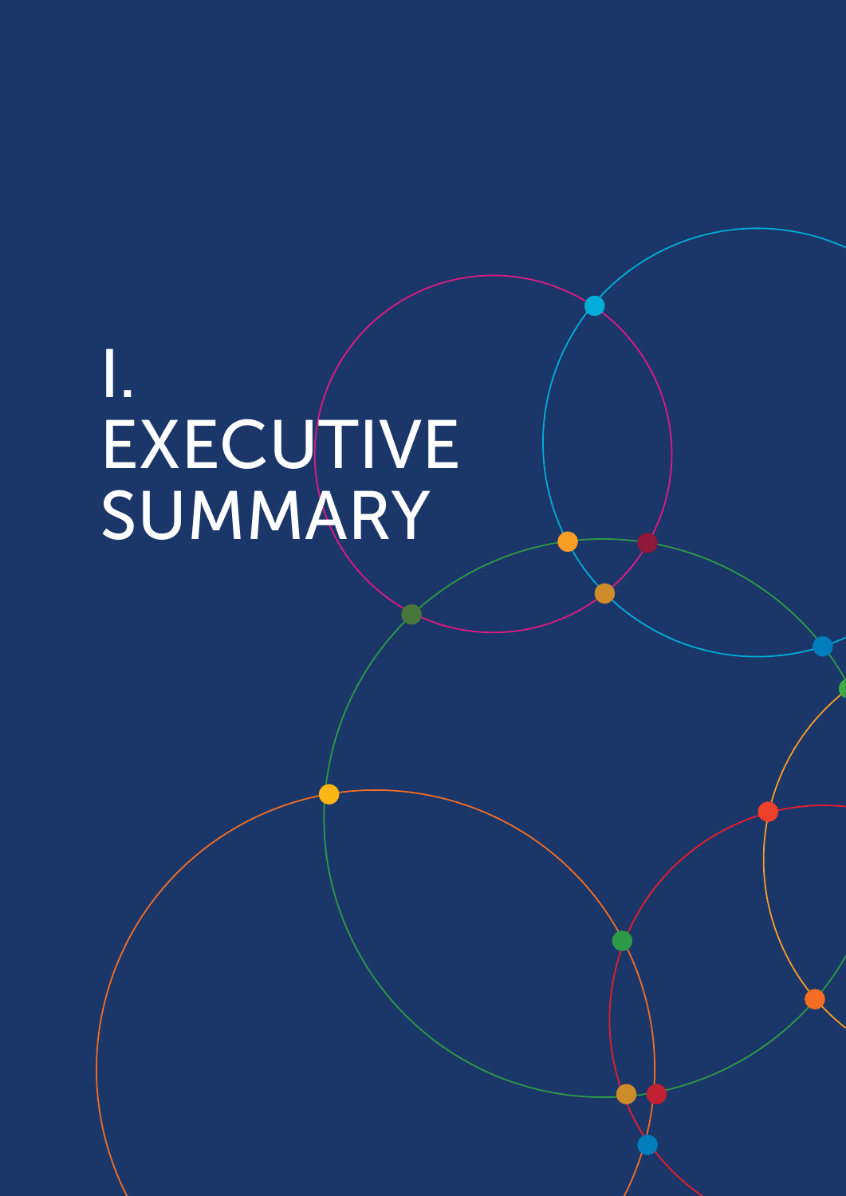# I. EXECUTIVE SUMMARY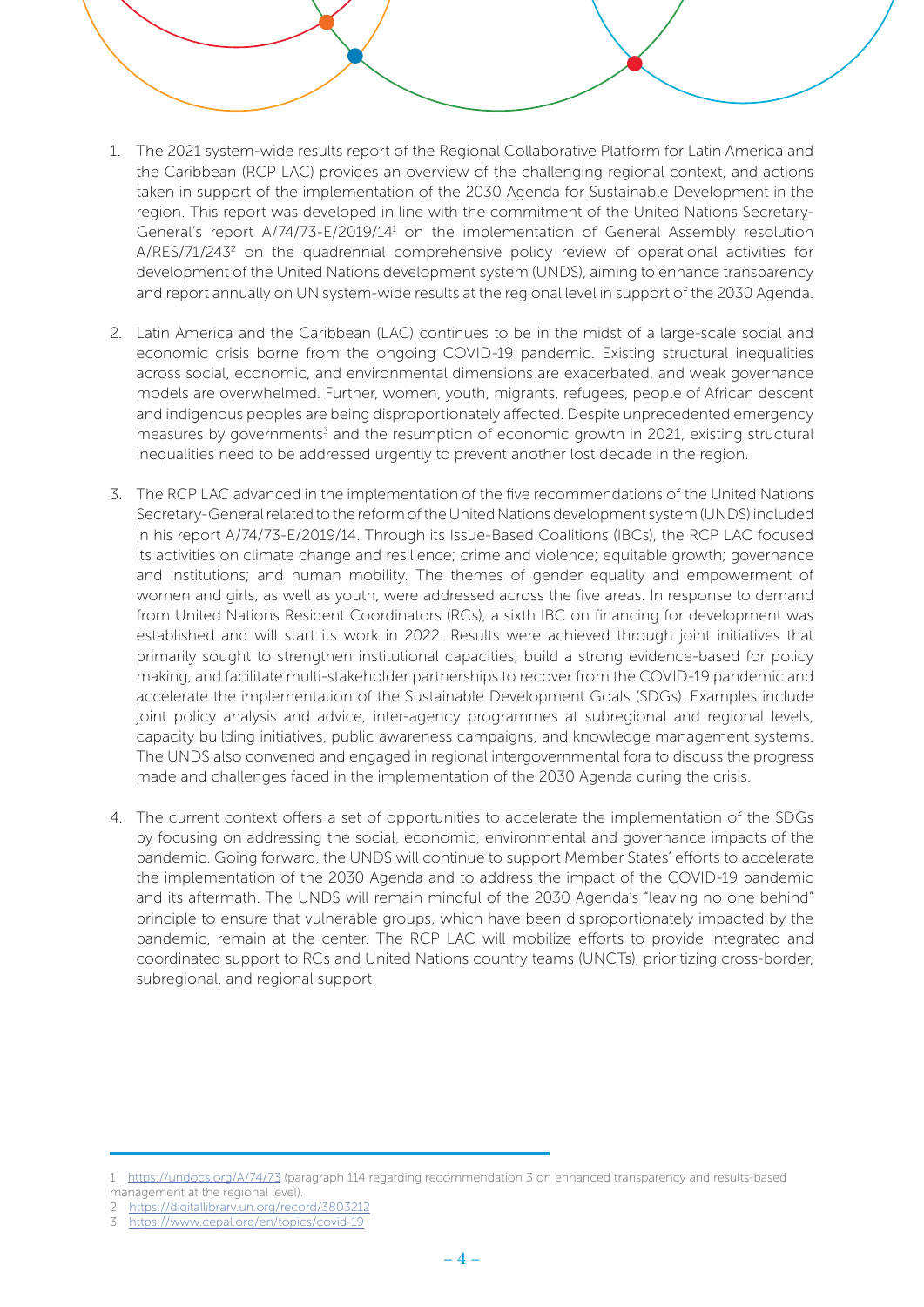1. The 2021 system-wide results report of the Regional Collaborative Platform for Latin America and the Caribbean (RCP LAC) provides an overview of the challenging regional context, and actions taken in support of the implementation of the 2030 Agenda for Sustainable Development in the region. This report was developed in line with the commitment of the United Nations Secretary-General's report A/74/73-E/2019/14[1] on the implementation of General Assembly resolution A/RES/71/243[2] on the quadrennial comprehensive policy review of operational activities for development of the United Nations development system (UNDS), aiming to enhance transparency and report annually on UN system-wide results at the regional level in support of the 2030 Agenda.

2. Latin America and the Caribbean (LAC) continues to be in the midst of a large-scale social and economic crisis borne from the ongoing COVID-19 pandemic. Existing structural inequalities across social, economic, and environmental dimensions are exacerbated, and weak governance models are overwhelmed. Further, women, youth, migrants, refugees, people of African descent and indigenous peoples are being disproportionately affected. Despite unprecedented emergency measures by governments[3] and the resumption of economic growth in 2021, existing structural inequalities need to be addressed urgently to prevent another lost decade in the region.

3. The RCP LAC advanced in the implementation of the five recommendations of the United Nations Secretary-General related to the reform of the United Nations development system (UNDS) included in his report A/74/73-E/2019/14. Through its Issue-Based Coalitions (IBCs), the RCP LAC focused its activities on climate change and resilience; crime and violence; equitable growth; governance and institutions; and human mobility. The themes of gender equality and empowerment of women and girls, as well as youth, were addressed across the five areas. In response to demand from United Nations Resident Coordinators (RCs), a sixth IBC on financing for development was established and will start its work in 2022. Results were achieved through joint initiatives that primarily sought to strengthen institutional capacities, build a strong evidence-based for policy making, and facilitate multi-stakeholder partnerships to recover from the COVID-19 pandemic and accelerate the implementation of the Sustainable Development Goals (SDGs). Examples include joint policy analysis and advice, inter-agency programmes at subregional and regional levels, capacity building initiatives, public awareness campaigns, and knowledge management systems. The UNDS also convened and engaged in regional intergovernmental fora to discuss the progress made and challenges faced in the implementation of the 2030 Agenda during the crisis.

4. The current context offers a set of opportunities to accelerate the implementation of the SDGs by focusing on addressing the social, economic, environmental and governance impacts of the pandemic. Going forward, the UNDS will continue to support Member States' efforts to accelerate the implementation of the 2030 Agenda and to address the impact of the COVID-19 pandemic and its aftermath. The UNDS will remain mindful of the 2030 Agenda's "leaving no one behind" principle to ensure that vulnerable groups, which have been disproportionately impacted by the pandemic, remain at the center. The RCP LAC will mobilize efforts to provide integrated and coordinated support to RCs and United Nations country teams (UNCTs), prioritizing cross-border, subregional, and regional support.

---

1 https://undocs.org/A/74/73 (paragraph 114 regarding recommendation 3 on enhanced transparency and results-based management at the regional level).

2 https://digitallibrary.un.org/record/3803212

3 https://www.cepal.org/en/topics/covid-19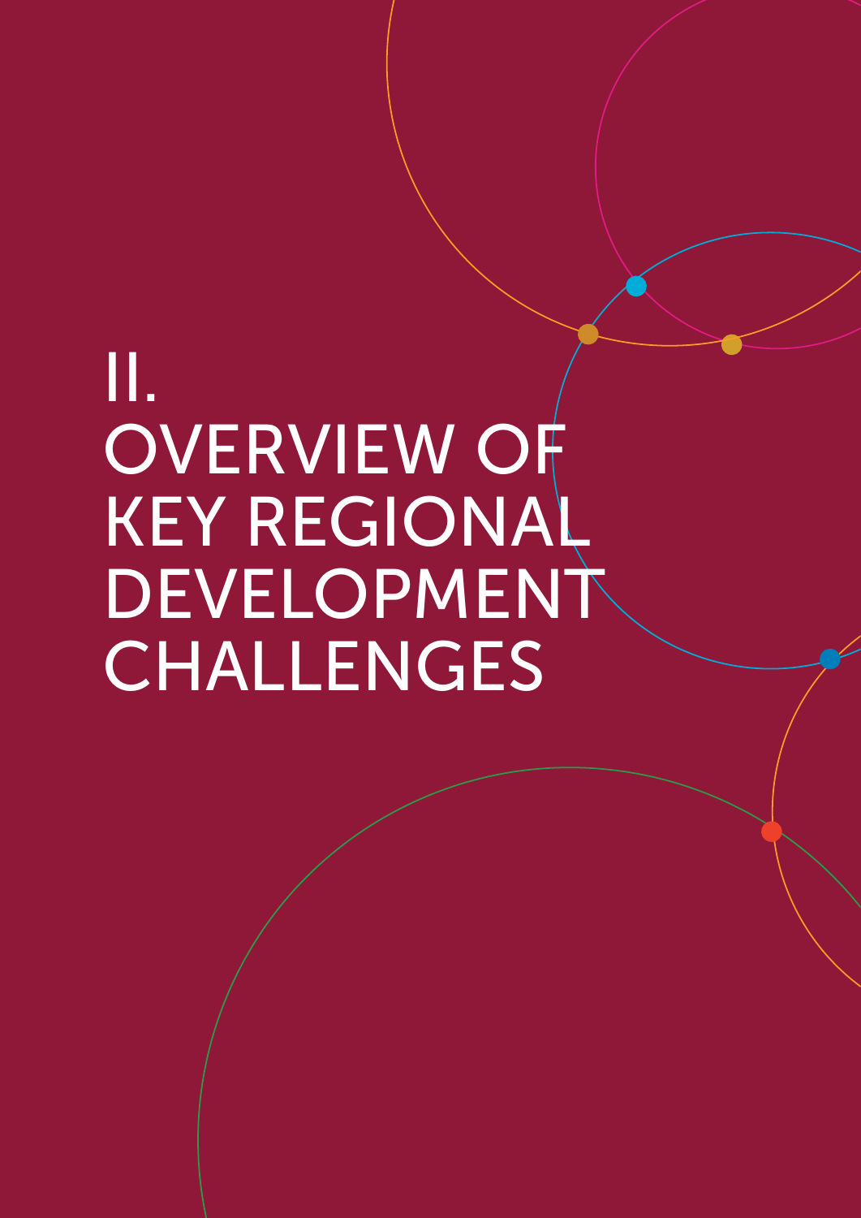# II. OVERVIEW OF KEY REGIONAL DEVELOPMENT CHALLENGES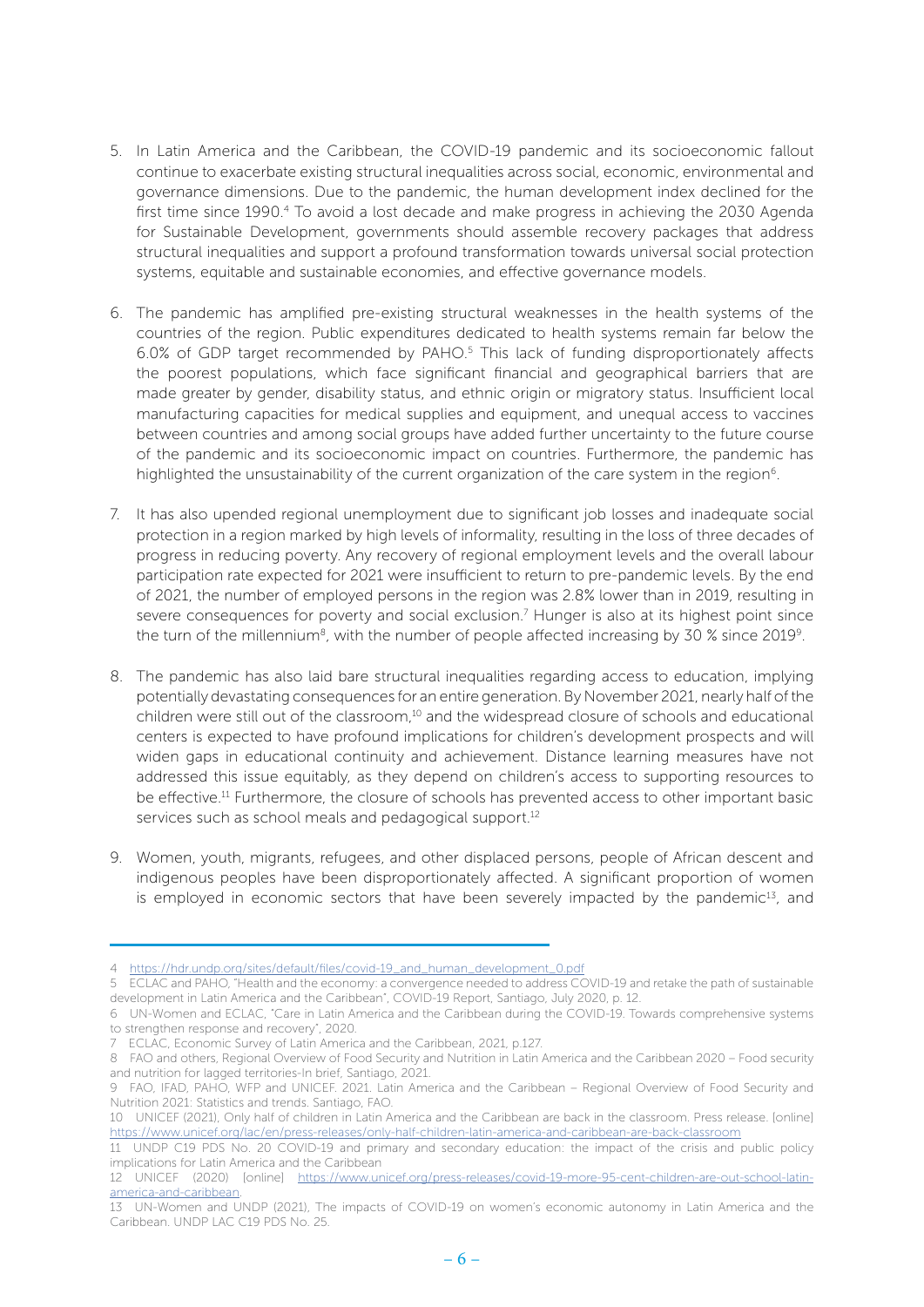5. In Latin America and the Caribbean, the COVID-19 pandemic and its socioeconomic fallout continue to exacerbate existing structural inequalities across social, economic, environmental and governance dimensions. Due to the pandemic, the human development index declined for the first time since 1990.[4] To avoid a lost decade and make progress in achieving the 2030 Agenda for Sustainable Development, governments should assemble recovery packages that address structural inequalities and support a profound transformation towards universal social protection systems, equitable and sustainable economies, and effective governance models.

6. The pandemic has amplified pre-existing structural weaknesses in the health systems of the countries of the region. Public expenditures dedicated to health systems remain far below the 6.0% of GDP target recommended by PAHO.[5] This lack of funding disproportionately affects the poorest populations, which face significant financial and geographical barriers that are made greater by gender, disability status, and ethnic origin or migratory status. Insufficient local manufacturing capacities for medical supplies and equipment, and unequal access to vaccines between countries and among social groups have added further uncertainty to the future course of the pandemic and its socioeconomic impact on countries. Furthermore, the pandemic has highlighted the unsustainability of the current organization of the care system in the region[6].

7. It has also upended regional unemployment due to significant job losses and inadequate social protection in a region marked by high levels of informality, resulting in the loss of three decades of progress in reducing poverty. Any recovery of regional employment levels and the overall labour participation rate expected for 2021 were insufficient to return to pre-pandemic levels. By the end of 2021, the number of employed persons in the region was 2.8% lower than in 2019, resulting in severe consequences for poverty and social exclusion.[7] Hunger is also at its highest point since the turn of the millennium[8], with the number of people affected increasing by 30 % since 2019[9].

8. The pandemic has also laid bare structural inequalities regarding access to education, implying potentially devastating consequences for an entire generation. By November 2021, nearly half of the children were still out of the classroom,[10] and the widespread closure of schools and educational centers is expected to have profound implications for children's development prospects and will widen gaps in educational continuity and achievement. Distance learning measures have not addressed this issue equitably, as they depend on children's access to supporting resources to be effective.[11] Furthermore, the closure of schools has prevented access to other important basic services such as school meals and pedagogical support.[12]

9. Women, youth, migrants, refugees, and other displaced persons, people of African descent and indigenous peoples have been disproportionately affected. A significant proportion of women is employed in economic sectors that have been severely impacted by the pandemic[13], and

---

4 https://hdr.undp.org/sites/default/files/covid-19_and_human_development_0.pdf

5 ECLAC and PAHO, "Health and the economy: a convergence needed to address COVID-19 and retake the path of sustainable development in Latin America and the Caribbean", COVID-19 Report, Santiago, July 2020, p. 12.

6 UN-Women and ECLAC, "Care in Latin America and the Caribbean during the COVID-19. Towards comprehensive systems to strengthen response and recovery", 2020.

7 ECLAC, Economic Survey of Latin America and the Caribbean, 2021, p.127.

8 FAO and others, Regional Overview of Food Security and Nutrition in Latin America and the Caribbean 2020 – Food security and nutrition for lagged territories-In brief, Santiago, 2021.

9 FAO, IFAD, PAHO, WFP and UNICEF. 2021. Latin America and the Caribbean – Regional Overview of Food Security and Nutrition 2021: Statistics and trends. Santiago, FAO.

10 UNICEF (2021), Only half of children in Latin America and the Caribbean are back in the classroom. Press release. [online] https://www.unicef.org/lac/en/press-releases/only-half-children-latin-america-and-caribbean-are-back-classroom

11 UNDP C19 PDS No. 20 COVID-19 and primary and secondary education: the impact of the crisis and public policy implications for Latin America and the Caribbean

12 UNICEF (2020) [online] https://www.unicef.org/press-releases/covid-19-more-95-cent-children-are-out-school-latin-america-and-caribbean.

13 UN-Women and UNDP (2021), The impacts of COVID-19 on women's economic autonomy in Latin America and the Caribbean. UNDP LAC C19 PDS No. 25.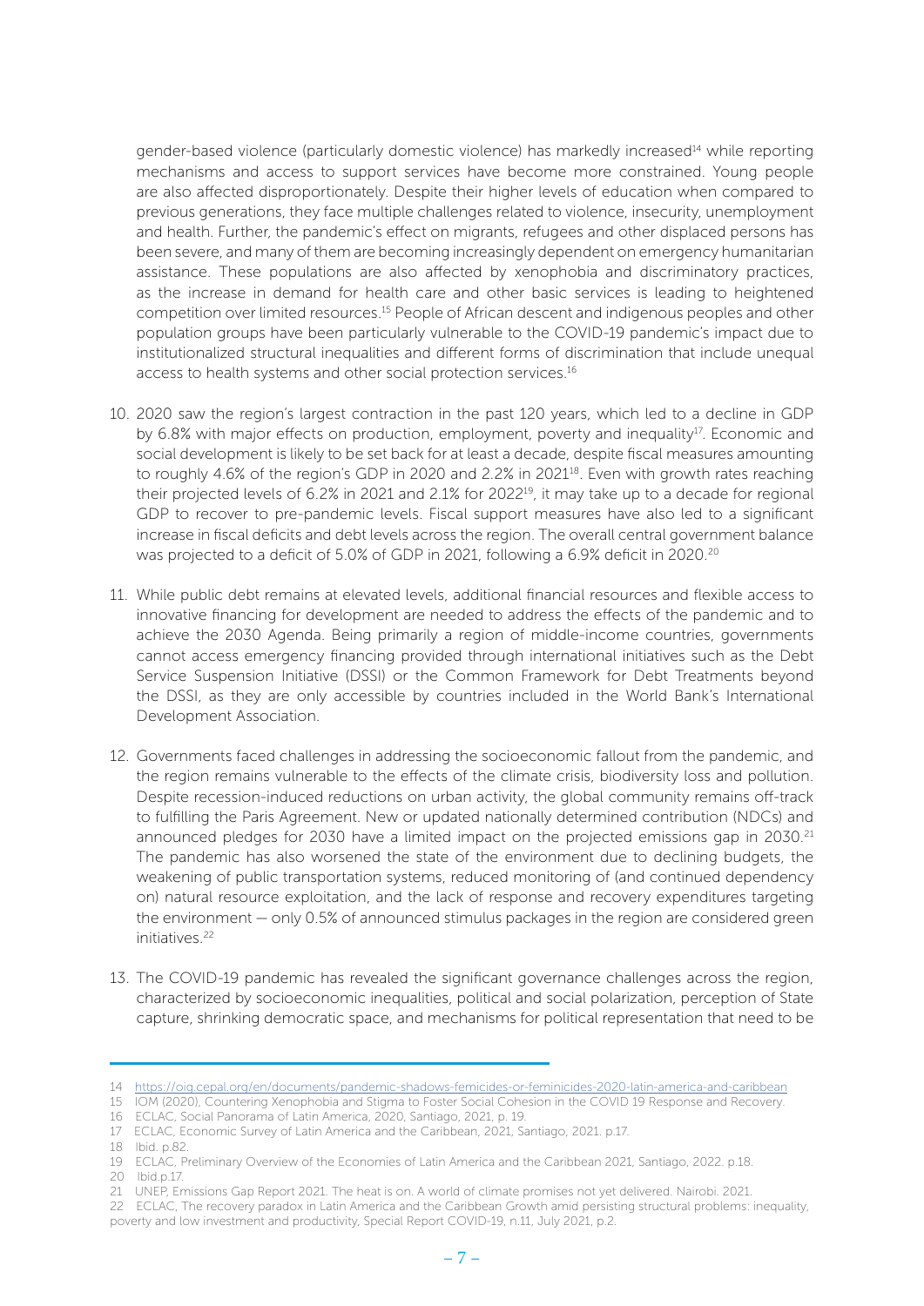gender-based violence (particularly domestic violence) has markedly increased[14] while reporting mechanisms and access to support services have become more constrained. Young people are also affected disproportionately. Despite their higher levels of education when compared to previous generations, they face multiple challenges related to violence, insecurity, unemployment and health. Further, the pandemic's effect on migrants, refugees and other displaced persons has been severe, and many of them are becoming increasingly dependent on emergency humanitarian assistance. These populations are also affected by xenophobia and discriminatory practices, as the increase in demand for health care and other basic services is leading to heightened competition over limited resources.[15] People of African descent and indigenous peoples and other population groups have been particularly vulnerable to the COVID-19 pandemic's impact due to institutionalized structural inequalities and different forms of discrimination that include unequal access to health systems and other social protection services.[16]

10. 2020 saw the region's largest contraction in the past 120 years, which led to a decline in GDP by 6.8% with major effects on production, employment, poverty and inequality[17]. Economic and social development is likely to be set back for at least a decade, despite fiscal measures amounting to roughly 4.6% of the region's GDP in 2020 and 2.2% in 2021[18]. Even with growth rates reaching their projected levels of 6.2% in 2021 and 2.1% for 2022[19], it may take up to a decade for regional GDP to recover to pre-pandemic levels. Fiscal support measures have also led to a significant increase in fiscal deficits and debt levels across the region. The overall central government balance was projected to a deficit of 5.0% of GDP in 2021, following a 6.9% deficit in 2020.[20]

11. While public debt remains at elevated levels, additional financial resources and flexible access to innovative financing for development are needed to address the effects of the pandemic and to achieve the 2030 Agenda. Being primarily a region of middle-income countries, governments cannot access emergency financing provided through international initiatives such as the Debt Service Suspension Initiative (DSSI) or the Common Framework for Debt Treatments beyond the DSSI, as they are only accessible by countries included in the World Bank's International Development Association.

12. Governments faced challenges in addressing the socioeconomic fallout from the pandemic, and the region remains vulnerable to the effects of the climate crisis, biodiversity loss and pollution. Despite recession-induced reductions on urban activity, the global community remains off-track to fulfilling the Paris Agreement. New or updated nationally determined contribution (NDCs) and announced pledges for 2030 have a limited impact on the projected emissions gap in 2030.[21] The pandemic has also worsened the state of the environment due to declining budgets, the weakening of public transportation systems, reduced monitoring of (and continued dependency on) natural resource exploitation, and the lack of response and recovery expenditures targeting the environment – only 0.5% of announced stimulus packages in the region are considered green initiatives.[22]

13. The COVID-19 pandemic has revealed the significant governance challenges across the region, characterized by socioeconomic inequalities, political and social polarization, perception of State capture, shrinking democratic space, and mechanisms for political representation that need to be

---

14 https://oig.cepal.org/en/documents/pandemic-shadows-femicides-or-feminicides-2020-latin-america-and-caribbean

15 IOM (2020), Countering Xenophobia and Stigma to Foster Social Cohesion in the COVID 19 Response and Recovery.

16 ECLAC, Social Panorama of Latin America, 2020, Santiago, 2021, p. 19.

17 ECLAC, Economic Survey of Latin America and the Caribbean, 2021, Santiago, 2021. p.17.

18 Ibid. p.82.

19 ECLAC, Preliminary Overview of the Economies of Latin America and the Caribbean 2021, Santiago, 2022. p.18.

20 Ibid.p.17.

21 UNEP, Emissions Gap Report 2021. The heat is on. A world of climate promises not yet delivered. Nairobi. 2021.

22 ECLAC, The recovery paradox in Latin America and the Caribbean Growth amid persisting structural problems: inequality, poverty and low investment and productivity, Special Report COVID-19, n.11, July 2021, p.2.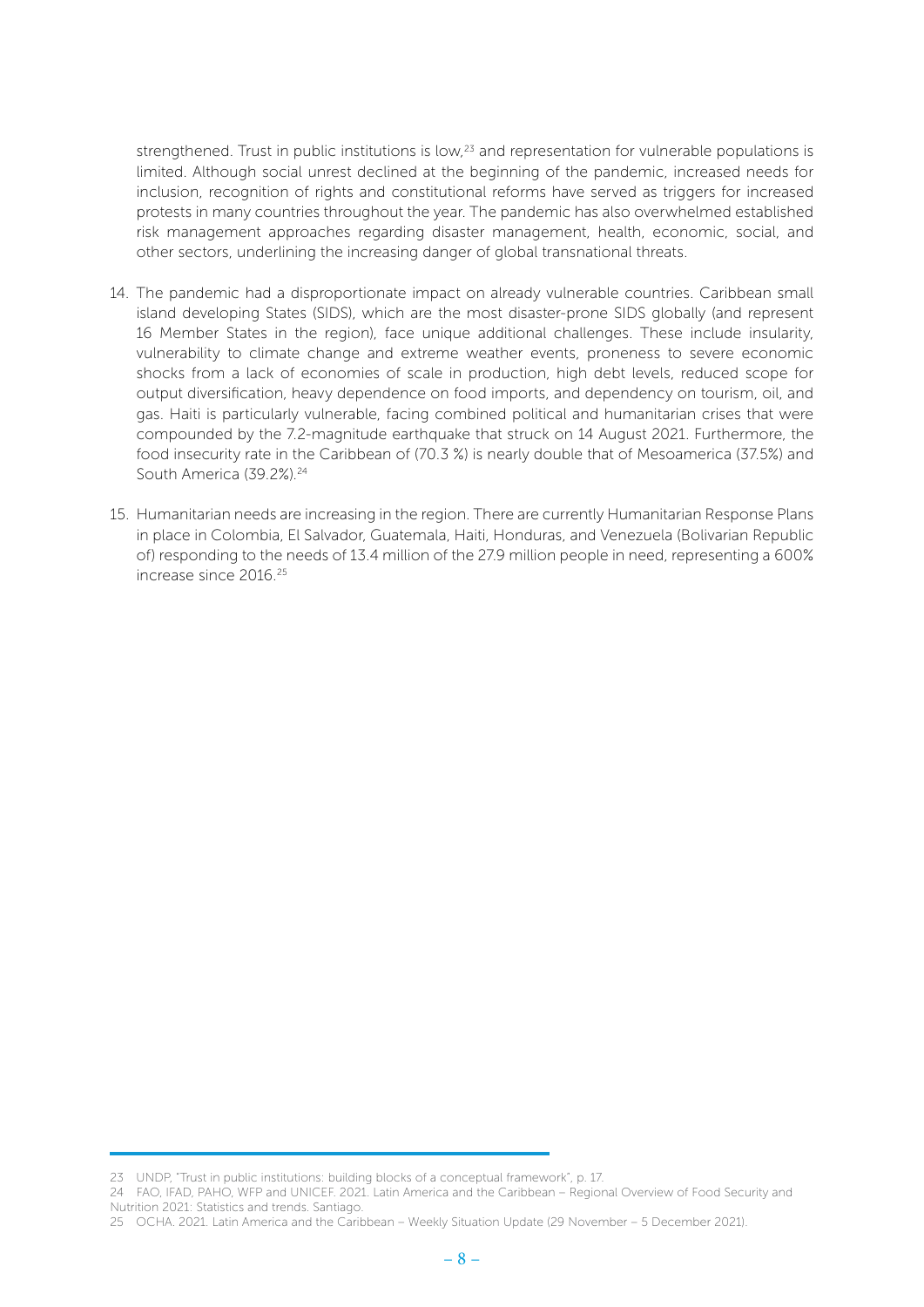strengthened. Trust in public institutions is low,[23] and representation for vulnerable populations is limited. Although social unrest declined at the beginning of the pandemic, increased needs for inclusion, recognition of rights and constitutional reforms have served as triggers for increased protests in many countries throughout the year. The pandemic has also overwhelmed established risk management approaches regarding disaster management, health, economic, social, and other sectors, underlining the increasing danger of global transnational threats.

14. The pandemic had a disproportionate impact on already vulnerable countries. Caribbean small island developing States (SIDS), which are the most disaster-prone SIDS globally (and represent 16 Member States in the region), face unique additional challenges. These include insularity, vulnerability to climate change and extreme weather events, proneness to severe economic shocks from a lack of economies of scale in production, high debt levels, reduced scope for output diversification, heavy dependence on food imports, and dependency on tourism, oil, and gas. Haiti is particularly vulnerable, facing combined political and humanitarian crises that were compounded by the 7.2-magnitude earthquake that struck on 14 August 2021. Furthermore, the food insecurity rate in the Caribbean of (70.3 %) is nearly double that of Mesoamerica (37.5%) and South America (39.2%).[24]

15. Humanitarian needs are increasing in the region. There are currently Humanitarian Response Plans in place in Colombia, El Salvador, Guatemala, Haiti, Honduras, and Venezuela (Bolivarian Republic of) responding to the needs of 13.4 million of the 27.9 million people in need, representing a 600% increase since 2016.[25]

---

23 UNDP, "Trust in public institutions: building blocks of a conceptual framework", p. 17.

24 FAO, IFAD, PAHO, WFP and UNICEF. 2021. Latin America and the Caribbean – Regional Overview of Food Security and Nutrition 2021: Statistics and trends. Santiago.

25 OCHA. 2021. Latin America and the Caribbean – Weekly Situation Update (29 November – 5 December 2021).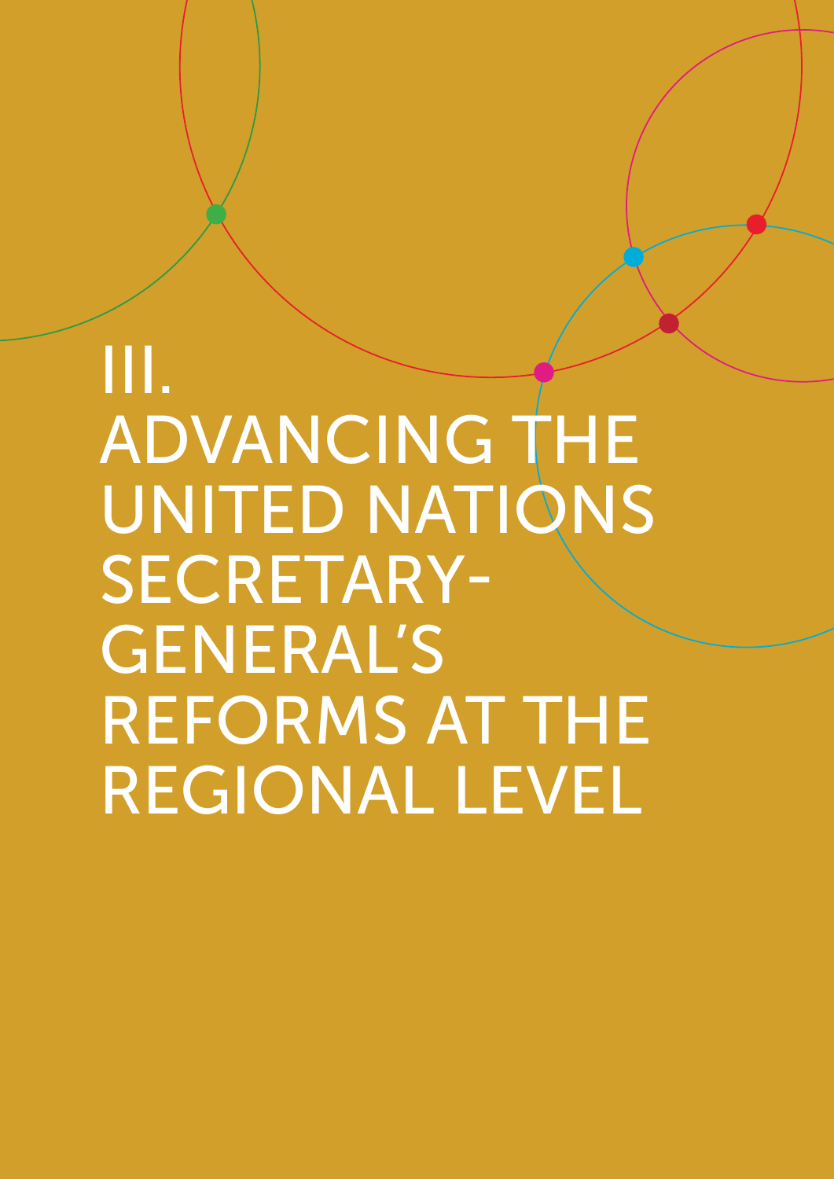# III. ADVANCING THE UNITED NATIONS SECRETARY-GENERAL'S REFORMS AT THE REGIONAL LEVEL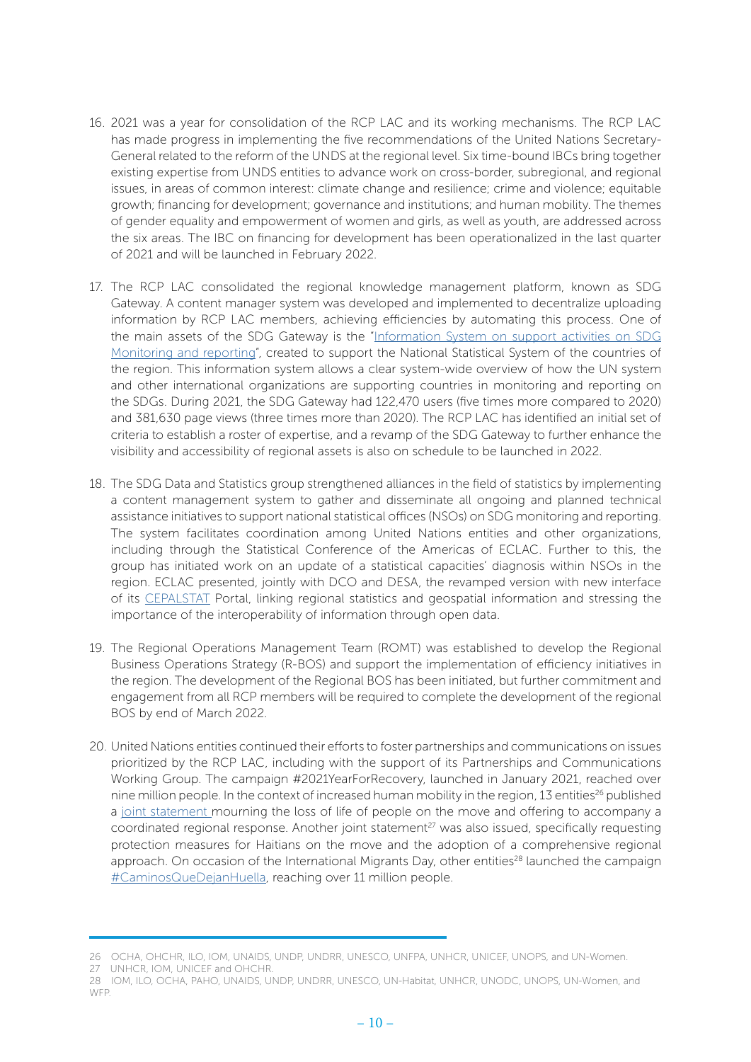16. 2021 was a year for consolidation of the RCP LAC and its working mechanisms. The RCP LAC has made progress in implementing the five recommendations of the United Nations Secretary-General related to the reform of the UNDS at the regional level. Six time-bound IBCs bring together existing expertise from UNDS entities to advance work on cross-border, subregional, and regional issues, in areas of common interest: climate change and resilience; crime and violence; equitable growth; financing for development; governance and institutions; and human mobility. The themes of gender equality and empowerment of women and girls, as well as youth, are addressed across the six areas. The IBC on financing for development has been operationalized in the last quarter of 2021 and will be launched in February 2022.

17. The RCP LAC consolidated the regional knowledge management platform, known as SDG Gateway. A content manager system was developed and implemented to decentralize uploading information by RCP LAC members, achieving efficiencies by automating this process. One of the main assets of the SDG Gateway is the "Information System on support activities on SDG Monitoring and reporting", created to support the National Statistical System of the countries of the region. This information system allows a clear system-wide overview of how the UN system and other international organizations are supporting countries in monitoring and reporting on the SDGs. During 2021, the SDG Gateway had 122,470 users (five times more compared to 2020) and 381,630 page views (three times more than 2020). The RCP LAC has identified an initial set of criteria to establish a roster of expertise, and a revamp of the SDG Gateway to further enhance the visibility and accessibility of regional assets is also on schedule to be launched in 2022.

18. The SDG Data and Statistics group strengthened alliances in the field of statistics by implementing a content management system to gather and disseminate all ongoing and planned technical assistance initiatives to support national statistical offices (NSOs) on SDG monitoring and reporting. The system facilitates coordination among United Nations entities and other organizations, including through the Statistical Conference of the Americas of ECLAC. Further to this, the group has initiated work on an update of a statistical capacities' diagnosis within NSOs in the region. ECLAC presented, jointly with DCO and DESA, the revamped version with new interface of its CEPALSTAT Portal, linking regional statistics and geospatial information and stressing the importance of the interoperability of information through open data.

19. The Regional Operations Management Team (ROMT) was established to develop the Regional Business Operations Strategy (R-BOS) and support the implementation of efficiency initiatives in the region. The development of the Regional BOS has been initiated, but further commitment and engagement from all RCP members will be required to complete the development of the regional BOS by end of March 2022.

20. United Nations entities continued their efforts to foster partnerships and communications on issues prioritized by the RCP LAC, including with the support of its Partnerships and Communications Working Group. The campaign #2021YearForRecovery, launched in January 2021, reached over nine million people. In the context of increased human mobility in the region, 13 entities[26] published a joint statement mourning the loss of life of people on the move and offering to accompany a coordinated regional response. Another joint statement[27] was also issued, specifically requesting protection measures for Haitians on the move and the adoption of a comprehensive regional approach. On occasion of the International Migrants Day, other entities[28] launched the campaign #CaminosQueDejanHuella, reaching over 11 million people.

---

26 OCHA, OHCHR, ILO, IOM, UNAIDS, UNDP, UNDRR, UNESCO, UNFPA, UNHCR, UNICEF, UNOPS, and UN-Women.

27 UNHCR, IOM, UNICEF and OHCHR.

28 IOM, ILO, OCHA, PAHO, UNAIDS, UNDP, UNDRR, UNESCO, UN-Habitat, UNHCR, UNODC, UNOPS, UN-Women, and WFP.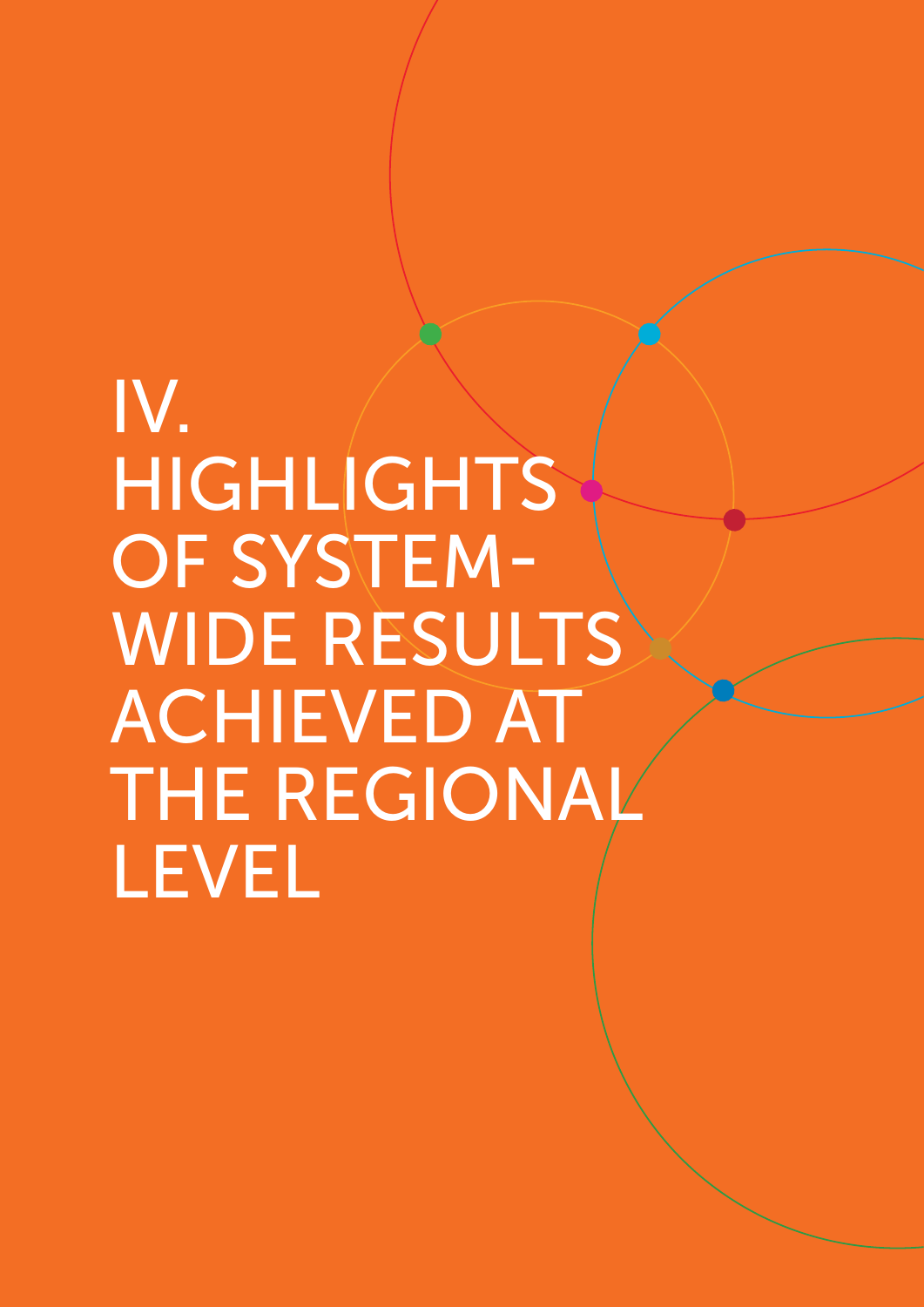# IV. HIGHLIGHTS OF SYSTEM-WIDE RESULTS ACHIEVED AT THE REGIONAL LEVEL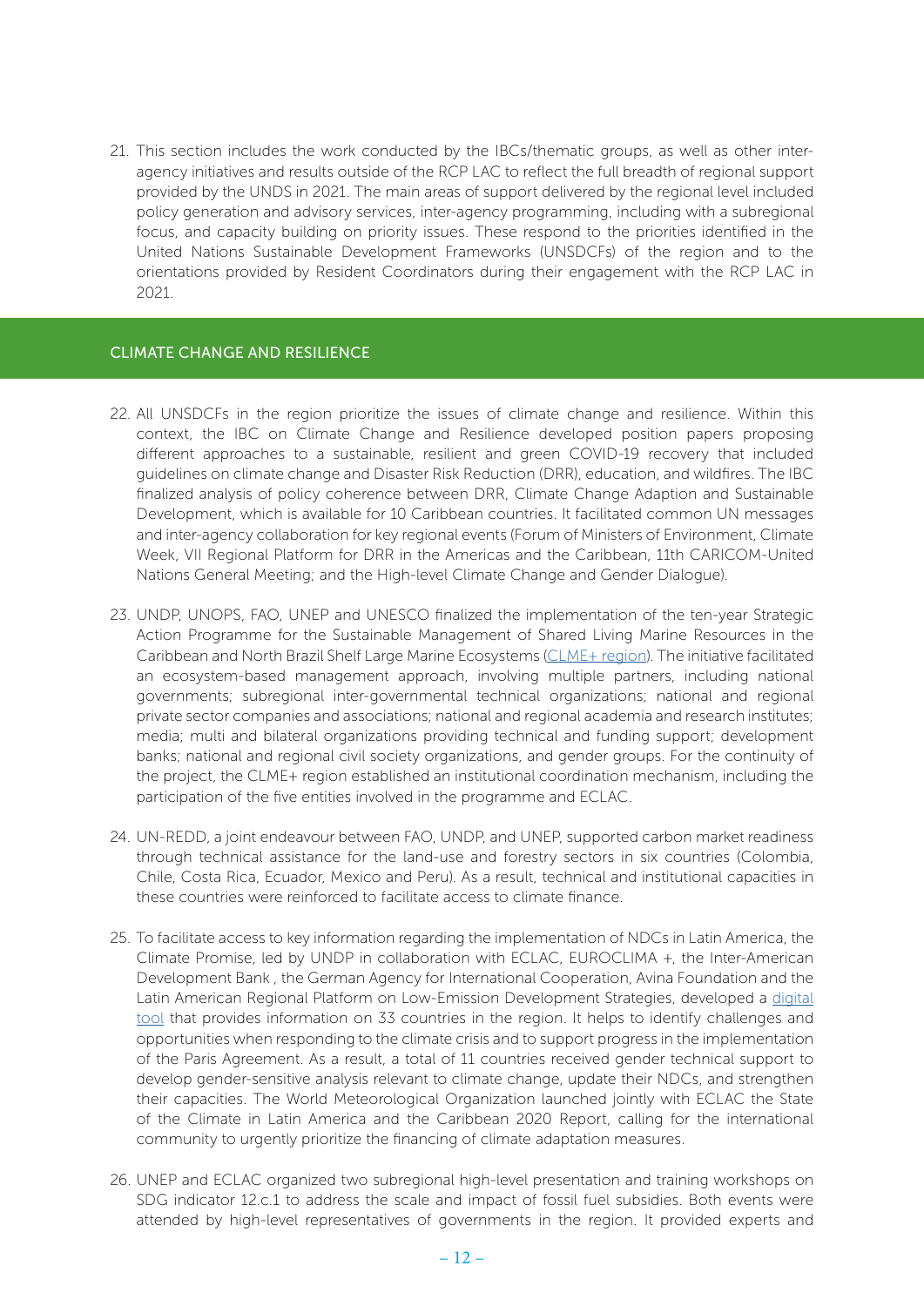21. This section includes the work conducted by the IBCs/thematic groups, as well as other inter-agency initiatives and results outside of the RCP LAC to reflect the full breadth of regional support provided by the UNDS in 2021. The main areas of support delivered by the regional level included policy generation and advisory services, inter-agency programming, including with a subregional focus, and capacity building on priority issues. These respond to the priorities identified in the United Nations Sustainable Development Frameworks (UNSDCFs) of the region and to the orientations provided by Resident Coordinators during their engagement with the RCP LAC in 2021.

## CLIMATE CHANGE AND RESILIENCE

22. All UNSDCFs in the region prioritize the issues of climate change and resilience. Within this context, the IBC on Climate Change and Resilience developed position papers proposing different approaches to a sustainable, resilient and green COVID-19 recovery that included guidelines on climate change and Disaster Risk Reduction (DRR), education, and wildfires. The IBC finalized analysis of policy coherence between DRR, Climate Change Adaption and Sustainable Development, which is available for 10 Caribbean countries. It facilitated common UN messages and inter-agency collaboration for key regional events (Forum of Ministers of Environment, Climate Week, VII Regional Platform for DRR in the Americas and the Caribbean, 11th CARICOM-United Nations General Meeting; and the High-level Climate Change and Gender Dialogue).

23. UNDP, UNOPS, FAO, UNEP and UNESCO finalized the implementation of the ten-year Strategic Action Programme for the Sustainable Management of Shared Living Marine Resources in the Caribbean and North Brazil Shelf Large Marine Ecosystems (CLME+ region). The initiative facilitated an ecosystem-based management approach, involving multiple partners, including national governments; subregional inter-governmental technical organizations; national and regional private sector companies and associations; national and regional academia and research institutes; media; multi and bilateral organizations providing technical and funding support; development banks; national and regional civil society organizations, and gender groups. For the continuity of the project, the CLME+ region established an institutional coordination mechanism, including the participation of the five entities involved in the programme and ECLAC.

24. UN-REDD, a joint endeavour between FAO, UNDP, and UNEP, supported carbon market readiness through technical assistance for the land-use and forestry sectors in six countries (Colombia, Chile, Costa Rica, Ecuador, Mexico and Peru). As a result, technical and institutional capacities in these countries were reinforced to facilitate access to climate finance.

25. To facilitate access to key information regarding the implementation of NDCs in Latin America, the Climate Promise, led by UNDP in collaboration with ECLAC, EUROCLIMA +, the Inter-American Development Bank , the German Agency for International Cooperation, Avina Foundation and the Latin American Regional Platform on Low-Emission Development Strategies, developed a digital tool that provides information on 33 countries in the region. It helps to identify challenges and opportunities when responding to the climate crisis and to support progress in the implementation of the Paris Agreement. As a result, a total of 11 countries received gender technical support to develop gender-sensitive analysis relevant to climate change, update their NDCs, and strengthen their capacities. The World Meteorological Organization launched jointly with ECLAC the State of the Climate in Latin America and the Caribbean 2020 Report, calling for the international community to urgently prioritize the financing of climate adaptation measures.

26. UNEP and ECLAC organized two subregional high-level presentation and training workshops on SDG indicator 12.c.1 to address the scale and impact of fossil fuel subsidies. Both events were attended by high-level representatives of governments in the region. It provided experts and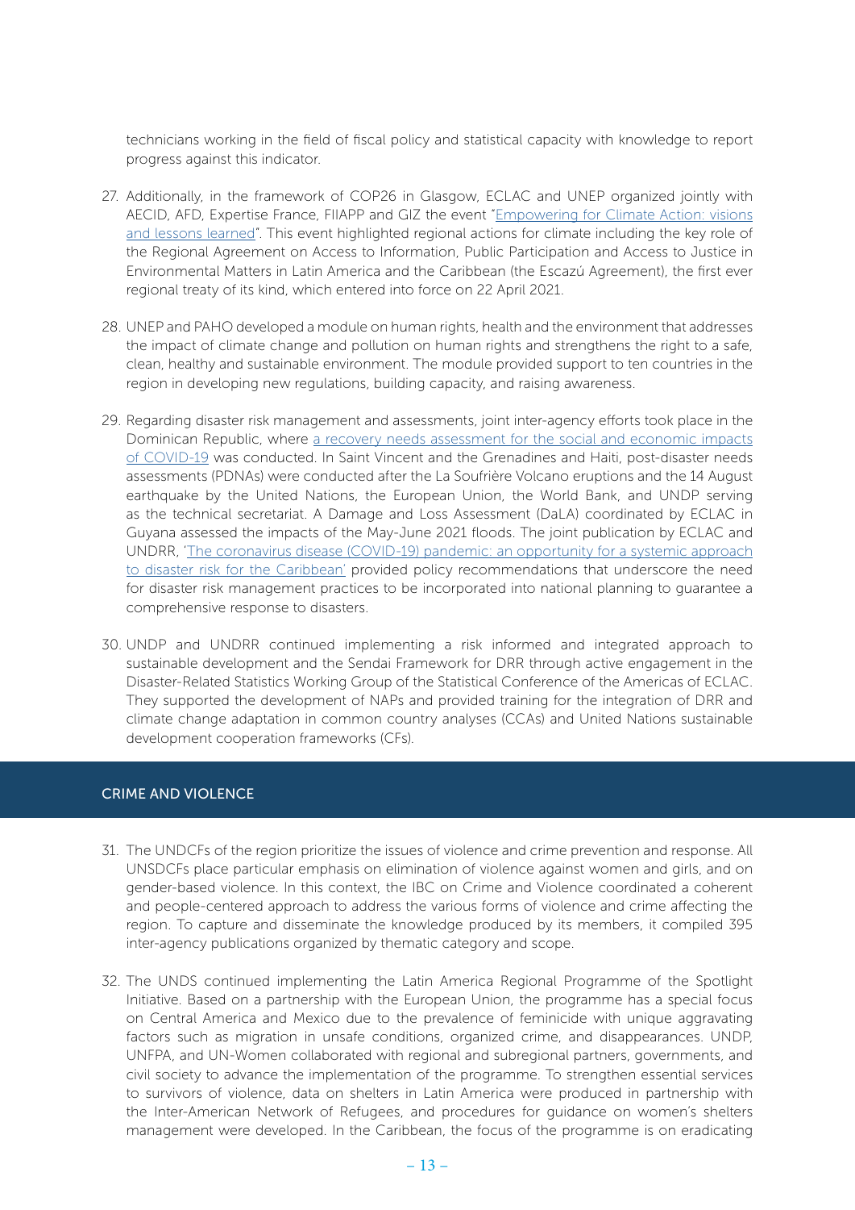technicians working in the field of fiscal policy and statistical capacity with knowledge to report progress against this indicator.

27. Additionally, in the framework of COP26 in Glasgow, ECLAC and UNEP organized jointly with AECID, AFD, Expertise France, FIIAPP and GIZ the event "Empowering for Climate Action: visions and lessons learned". This event highlighted regional actions for climate including the key role of the Regional Agreement on Access to Information, Public Participation and Access to Justice in Environmental Matters in Latin America and the Caribbean (the Escazú Agreement), the first ever regional treaty of its kind, which entered into force on 22 April 2021.

28. UNEP and PAHO developed a module on human rights, health and the environment that addresses the impact of climate change and pollution on human rights and strengthens the right to a safe, clean, healthy and sustainable environment. The module provided support to ten countries in the region in developing new regulations, building capacity, and raising awareness.

29. Regarding disaster risk management and assessments, joint inter-agency efforts took place in the Dominican Republic, where a recovery needs assessment for the social and economic impacts of COVID-19 was conducted. In Saint Vincent and the Grenadines and Haiti, post-disaster needs assessments (PDNAs) were conducted after the La Soufrière Volcano eruptions and the 14 August earthquake by the United Nations, the European Union, the World Bank, and UNDP serving as the technical secretariat. A Damage and Loss Assessment (DaLA) coordinated by ECLAC in Guyana assessed the impacts of the May-June 2021 floods. The joint publication by ECLAC and UNDRR, 'The coronavirus disease (COVID-19) pandemic: an opportunity for a systemic approach to disaster risk for the Caribbean' provided policy recommendations that underscore the need for disaster risk management practices to be incorporated into national planning to guarantee a comprehensive response to disasters.

30. UNDP and UNDRR continued implementing a risk informed and integrated approach to sustainable development and the Sendai Framework for DRR through active engagement in the Disaster-Related Statistics Working Group of the Statistical Conference of the Americas of ECLAC. They supported the development of NAPs and provided training for the integration of DRR and climate change adaptation in common country analyses (CCAs) and United Nations sustainable development cooperation frameworks (CFs).

## CRIME AND VIOLENCE

31. The UNDCFs of the region prioritize the issues of violence and crime prevention and response. All UNSDCFs place particular emphasis on elimination of violence against women and girls, and on gender-based violence. In this context, the IBC on Crime and Violence coordinated a coherent and people-centered approach to address the various forms of violence and crime affecting the region. To capture and disseminate the knowledge produced by its members, it compiled 395 inter-agency publications organized by thematic category and scope.

32. The UNDS continued implementing the Latin America Regional Programme of the Spotlight Initiative. Based on a partnership with the European Union, the programme has a special focus on Central America and Mexico due to the prevalence of feminicide with unique aggravating factors such as migration in unsafe conditions, organized crime, and disappearances. UNDP, UNFPA, and UN-Women collaborated with regional and subregional partners, governments, and civil society to advance the implementation of the programme. To strengthen essential services to survivors of violence, data on shelters in Latin America were produced in partnership with the Inter-American Network of Refugees, and procedures for guidance on women's shelters management were developed. In the Caribbean, the focus of the programme is on eradicating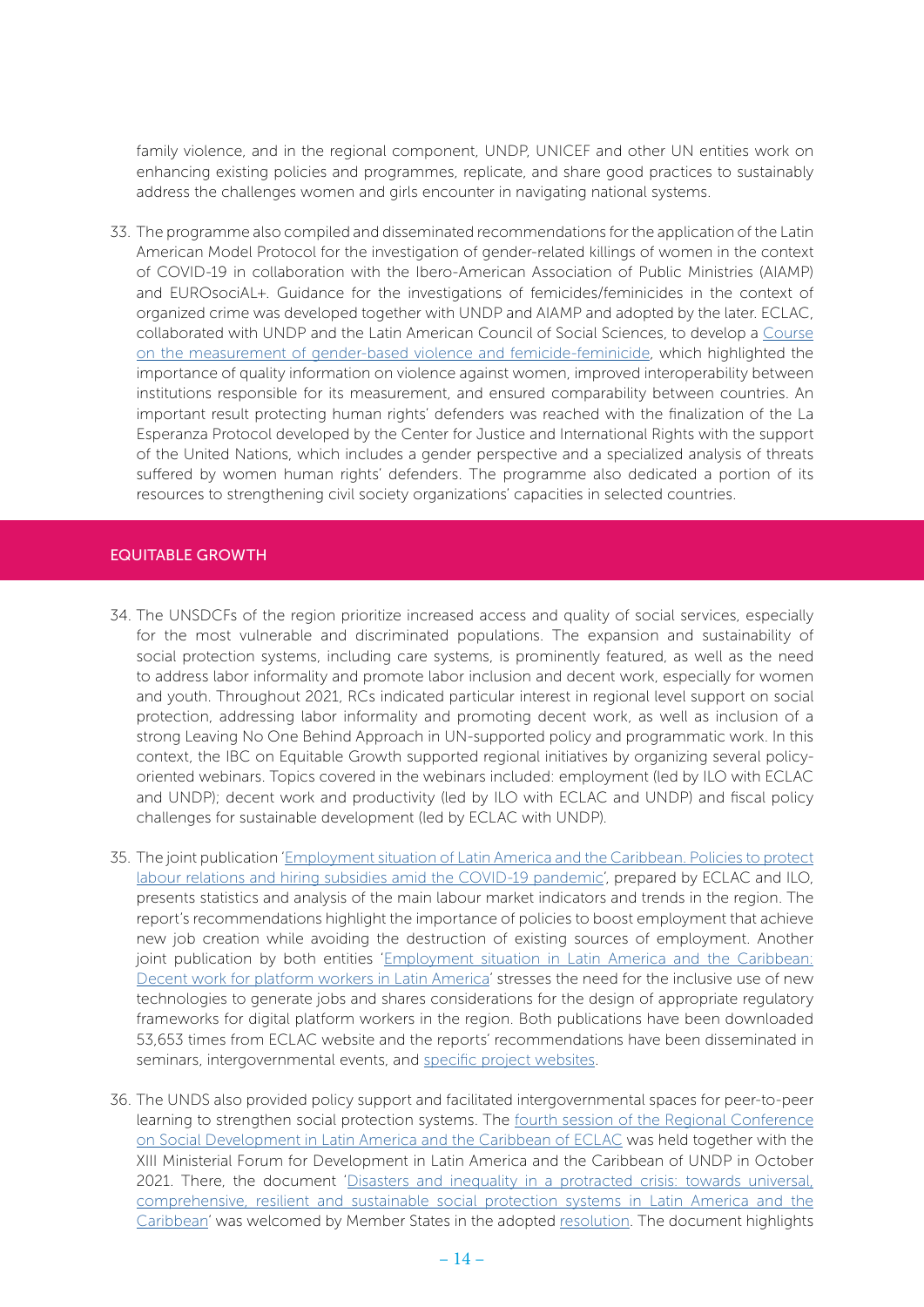family violence, and in the regional component, UNDP, UNICEF and other UN entities work on enhancing existing policies and programmes, replicate, and share good practices to sustainably address the challenges women and girls encounter in navigating national systems.

33. The programme also compiled and disseminated recommendations for the application of the Latin American Model Protocol for the investigation of gender-related killings of women in the context of COVID-19 in collaboration with the Ibero-American Association of Public Ministries (AIAMP) and EUROsociAL+. Guidance for the investigations of femicides/feminicides in the context of organized crime was developed together with UNDP and AIAMP and adopted by the later. ECLAC, collaborated with UNDP and the Latin American Council of Social Sciences, to develop a Course on the measurement of gender-based violence and femicide-feminicide, which highlighted the importance of quality information on violence against women, improved interoperability between institutions responsible for its measurement, and ensured comparability between countries. An important result protecting human rights' defenders was reached with the finalization of the La Esperanza Protocol developed by the Center for Justice and International Rights with the support of the United Nations, which includes a gender perspective and a specialized analysis of threats suffered by women human rights' defenders. The programme also dedicated a portion of its resources to strengthening civil society organizations' capacities in selected countries.

## EQUITABLE GROWTH

34. The UNSDCFs of the region prioritize increased access and quality of social services, especially for the most vulnerable and discriminated populations. The expansion and sustainability of social protection systems, including care systems, is prominently featured, as well as the need to address labor informality and promote labor inclusion and decent work, especially for women and youth. Throughout 2021, RCs indicated particular interest in regional level support on social protection, addressing labor informality and promoting decent work, as well as inclusion of a strong Leaving No One Behind Approach in UN-supported policy and programmatic work. In this context, the IBC on Equitable Growth supported regional initiatives by organizing several policy-oriented webinars. Topics covered in the webinars included: employment (led by ILO with ECLAC and UNDP); decent work and productivity (led by ILO with ECLAC and UNDP) and fiscal policy challenges for sustainable development (led by ECLAC with UNDP).

35. The joint publication 'Employment situation of Latin America and the Caribbean. Policies to protect labour relations and hiring subsidies amid the COVID-19 pandemic', prepared by ECLAC and ILO, presents statistics and analysis of the main labour market indicators and trends in the region. The report's recommendations highlight the importance of policies to boost employment that achieve new job creation while avoiding the destruction of existing sources of employment. Another joint publication by both entities 'Employment situation in Latin America and the Caribbean: Decent work for platform workers in Latin America' stresses the need for the inclusive use of new technologies to generate jobs and shares considerations for the design of appropriate regulatory frameworks for digital platform workers in the region. Both publications have been downloaded 53,653 times from ECLAC website and the reports' recommendations have been disseminated in seminars, intergovernmental events, and specific project websites.

36. The UNDS also provided policy support and facilitated intergovernmental spaces for peer-to-peer learning to strengthen social protection systems. The fourth session of the Regional Conference on Social Development in Latin America and the Caribbean of ECLAC was held together with the XIII Ministerial Forum for Development in Latin America and the Caribbean of UNDP in October 2021. There, the document 'Disasters and inequality in a protracted crisis: towards universal, comprehensive, resilient and sustainable social protection systems in Latin America and the Caribbean' was welcomed by Member States in the adopted resolution. The document highlights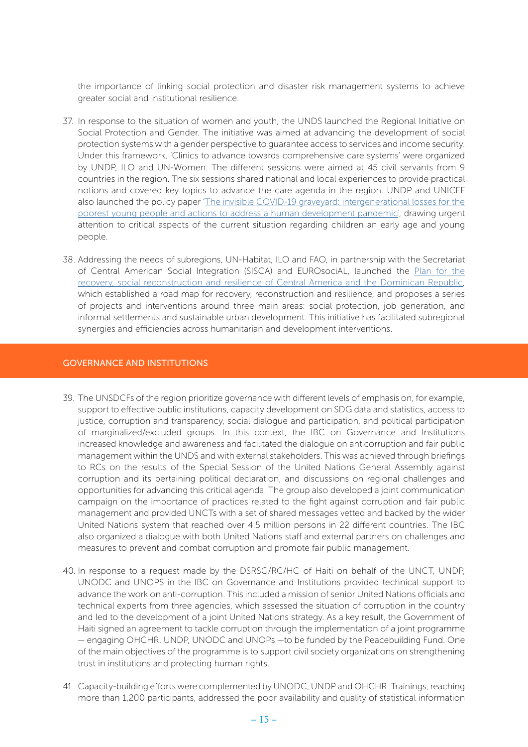the importance of linking social protection and disaster risk management systems to achieve greater social and institutional resilience.

37. In response to the situation of women and youth, the UNDS launched the Regional Initiative on Social Protection and Gender. The initiative was aimed at advancing the development of social protection systems with a gender perspective to guarantee access to services and income security. Under this framework, 'Clinics to advance towards comprehensive care systems' were organized by UNDP, ILO and UN-Women. The different sessions were aimed at 45 civil servants from 9 countries in the region. The six sessions shared national and local experiences to provide practical notions and covered key topics to advance the care agenda in the region. UNDP and UNICEF also launched the policy paper 'The invisible COVID-19 graveyard: intergenerational losses for the poorest young people and actions to address a human development pandemic', drawing urgent attention to critical aspects of the current situation regarding children an early age and young people.

38. Addressing the needs of subregions, UN-Habitat, ILO and FAO, in partnership with the Secretariat of Central American Social Integration (SISCA) and EUROsociAL, launched the Plan for the recovery, social reconstruction and resilience of Central America and the Dominican Republic, which established a road map for recovery, reconstruction and resilience, and proposes a series of projects and interventions around three main areas: social protection, job generation, and informal settlements and sustainable urban development. This initiative has facilitated subregional synergies and efficiencies across humanitarian and development interventions.

## GOVERNANCE AND INSTITUTIONS

39. The UNSDCFs of the region prioritize governance with different levels of emphasis on, for example, support to effective public institutions, capacity development on SDG data and statistics, access to justice, corruption and transparency, social dialogue and participation, and political participation of marginalized/excluded groups. In this context, the IBC on Governance and Institutions increased knowledge and awareness and facilitated the dialogue on anticorruption and fair public management within the UNDS and with external stakeholders. This was achieved through briefings to RCs on the results of the Special Session of the United Nations General Assembly against corruption and its pertaining political declaration, and discussions on regional challenges and opportunities for advancing this critical agenda. The group also developed a joint communication campaign on the importance of practices related to the fight against corruption and fair public management and provided UNCTs with a set of shared messages vetted and backed by the wider United Nations system that reached over 4.5 million persons in 22 different countries. The IBC also organized a dialogue with both United Nations staff and external partners on challenges and measures to prevent and combat corruption and promote fair public management.

40. In response to a request made by the DSRSG/RC/HC of Haiti on behalf of the UNCT, UNDP, UNODC and UNOPS in the IBC on Governance and Institutions provided technical support to advance the work on anti-corruption. This included a mission of senior United Nations officials and technical experts from three agencies, which assessed the situation of corruption in the country and led to the development of a joint United Nations strategy. As a key result, the Government of Haiti signed an agreement to tackle corruption through the implementation of a joint programme — engaging OHCHR, UNDP, UNODC and UNOPs —to be funded by the Peacebuilding Fund. One of the main objectives of the programme is to support civil society organizations on strengthening trust in institutions and protecting human rights.

41. Capacity-building efforts were complemented by UNODC, UNDP and OHCHR. Trainings, reaching more than 1,200 participants, addressed the poor availability and quality of statistical information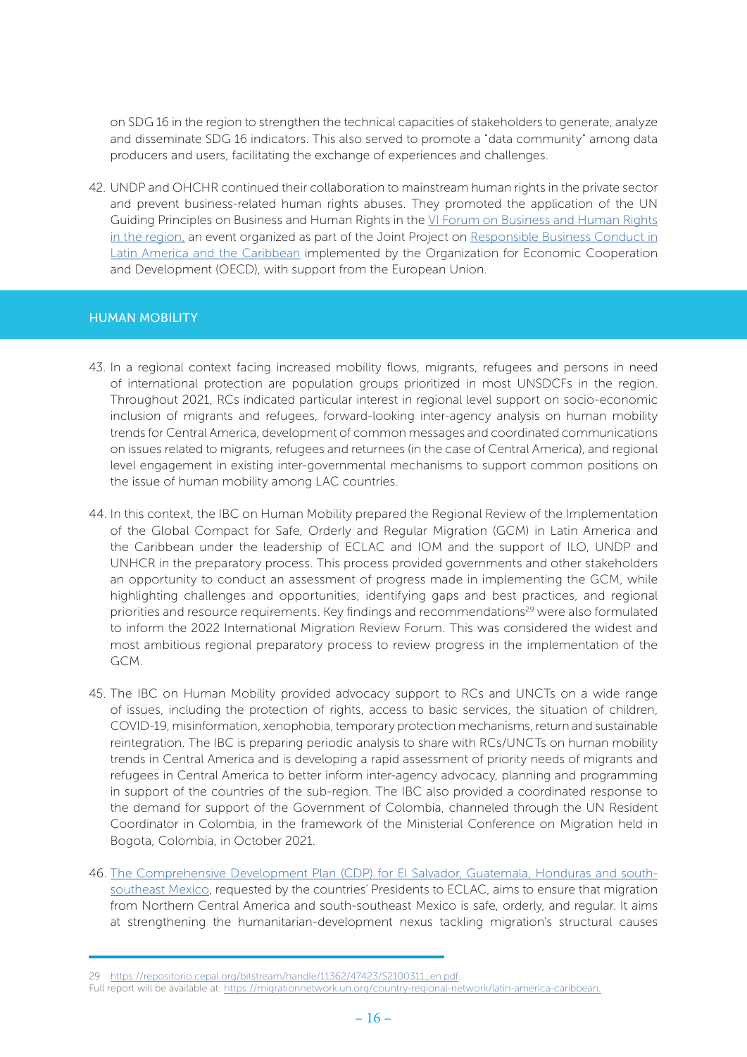on SDG 16 in the region to strengthen the technical capacities of stakeholders to generate, analyze and disseminate SDG 16 indicators. This also served to promote a "data community" among data producers and users, facilitating the exchange of experiences and challenges.

42. UNDP and OHCHR continued their collaboration to mainstream human rights in the private sector and prevent business-related human rights abuses. They promoted the application of the UN Guiding Principles on Business and Human Rights in the VI Forum on Business and Human Rights in the region, an event organized as part of the Joint Project on Responsible Business Conduct in Latin America and the Caribbean implemented by the Organization for Economic Cooperation and Development (OECD), with support from the European Union.

## HUMAN MOBILITY

43. In a regional context facing increased mobility flows, migrants, refugees and persons in need of international protection are population groups prioritized in most UNSDCFs in the region. Throughout 2021, RCs indicated particular interest in regional level support on socio-economic inclusion of migrants and refugees, forward-looking inter-agency analysis on human mobility trends for Central America, development of common messages and coordinated communications on issues related to migrants, refugees and returnees (in the case of Central America), and regional level engagement in existing inter-governmental mechanisms to support common positions on the issue of human mobility among LAC countries.

44. In this context, the IBC on Human Mobility prepared the Regional Review of the Implementation of the Global Compact for Safe, Orderly and Regular Migration (GCM) in Latin America and the Caribbean under the leadership of ECLAC and IOM and the support of ILO, UNDP and UNHCR in the preparatory process. This process provided governments and other stakeholders an opportunity to conduct an assessment of progress made in implementing the GCM, while highlighting challenges and opportunities, identifying gaps and best practices, and regional priorities and resource requirements. Key findings and recommendations[29] were also formulated to inform the 2022 International Migration Review Forum. This was considered the widest and most ambitious regional preparatory process to review progress in the implementation of the GCM.

45. The IBC on Human Mobility provided advocacy support to RCs and UNCTs on a wide range of issues, including the protection of rights, access to basic services, the situation of children, COVID-19, misinformation, xenophobia, temporary protection mechanisms, return and sustainable reintegration. The IBC is preparing periodic analysis to share with RCs/UNCTs on human mobility trends in Central America and is developing a rapid assessment of priority needs of migrants and refugees in Central America to better inform inter-agency advocacy, planning and programming in support of the countries of the sub-region. The IBC also provided a coordinated response to the demand for support of the Government of Colombia, channeled through the UN Resident Coordinator in Colombia, in the framework of the Ministerial Conference on Migration held in Bogota, Colombia, in October 2021.

46. The Comprehensive Development Plan (CDP) for El Salvador, Guatemala, Honduras and south-southeast Mexico, requested by the countries' Presidents to ECLAC, aims to ensure that migration from Northern Central America and south-southeast Mexico is safe, orderly, and regular. It aims at strengthening the humanitarian-development nexus tackling migration's structural causes

---

29 https://repositorio.cepal.org/bitstream/handle/11362/47423/S2100311_en.pdf.
Full report will be available at: https://migrationnetwork.un.org/country-regional-network/latin-america-caribbean.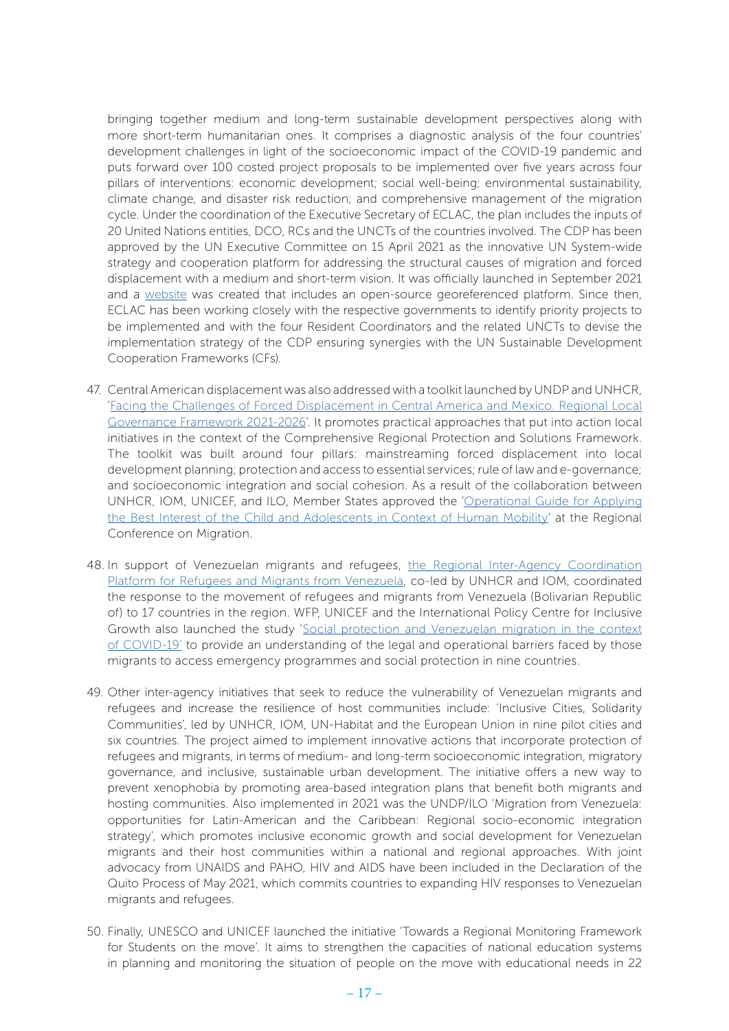bringing together medium and long-term sustainable development perspectives along with more short-term humanitarian ones. It comprises a diagnostic analysis of the four countries' development challenges in light of the socioeconomic impact of the COVID-19 pandemic and puts forward over 100 costed project proposals to be implemented over five years across four pillars of interventions: economic development; social well-being; environmental sustainability, climate change, and disaster risk reduction; and comprehensive management of the migration cycle. Under the coordination of the Executive Secretary of ECLAC, the plan includes the inputs of 20 United Nations entities, DCO, RCs and the UNCTs of the countries involved. The CDP has been approved by the UN Executive Committee on 15 April 2021 as the innovative UN System-wide strategy and cooperation platform for addressing the structural causes of migration and forced displacement with a medium and short-term vision. It was officially launched in September 2021 and a website was created that includes an open-source georeferenced platform. Since then, ECLAC has been working closely with the respective governments to identify priority projects to be implemented and with the four Resident Coordinators and the related UNCTs to devise the implementation strategy of the CDP ensuring synergies with the UN Sustainable Development Cooperation Frameworks (CFs).

47. Central American displacement was also addressed with a toolkit launched by UNDP and UNHCR, 'Facing the Challenges of Forced Displacement in Central America and Mexico. Regional Local Governance Framework 2021-2026'. It promotes practical approaches that put into action local initiatives in the context of the Comprehensive Regional Protection and Solutions Framework. The toolkit was built around four pillars: mainstreaming forced displacement into local development planning; protection and access to essential services; rule of law and e-governance; and socioeconomic integration and social cohesion. As a result of the collaboration between UNHCR, IOM, UNICEF, and ILO, Member States approved the 'Operational Guide for Applying the Best Interest of the Child and Adolescents in Context of Human Mobility' at the Regional Conference on Migration.

48. In support of Venezuelan migrants and refugees, the Regional Inter-Agency Coordination Platform for Refugees and Migrants from Venezuela, co-led by UNHCR and IOM, coordinated the response to the movement of refugees and migrants from Venezuela (Bolivarian Republic of) to 17 countries in the region. WFP, UNICEF and the International Policy Centre for Inclusive Growth also launched the study 'Social protection and Venezuelan migration in the context of COVID-19' to provide an understanding of the legal and operational barriers faced by those migrants to access emergency programmes and social protection in nine countries.

49. Other inter-agency initiatives that seek to reduce the vulnerability of Venezuelan migrants and refugees and increase the resilience of host communities include: 'Inclusive Cities, Solidarity Communities', led by UNHCR, IOM, UN-Habitat and the European Union in nine pilot cities and six countries. The project aimed to implement innovative actions that incorporate protection of refugees and migrants, in terms of medium- and long-term socioeconomic integration, migratory governance, and inclusive, sustainable urban development. The initiative offers a new way to prevent xenophobia by promoting area-based integration plans that benefit both migrants and hosting communities. Also implemented in 2021 was the UNDP/ILO 'Migration from Venezuela: opportunities for Latin-American and the Caribbean: Regional socio-economic integration strategy', which promotes inclusive economic growth and social development for Venezuelan migrants and their host communities within a national and regional approaches. With joint advocacy from UNAIDS and PAHO, HIV and AIDS have been included in the Declaration of the Quito Process of May 2021, which commits countries to expanding HIV responses to Venezuelan migrants and refugees.

50. Finally, UNESCO and UNICEF launched the initiative 'Towards a Regional Monitoring Framework for Students on the move'. It aims to strengthen the capacities of national education systems in planning and monitoring the situation of people on the move with educational needs in 22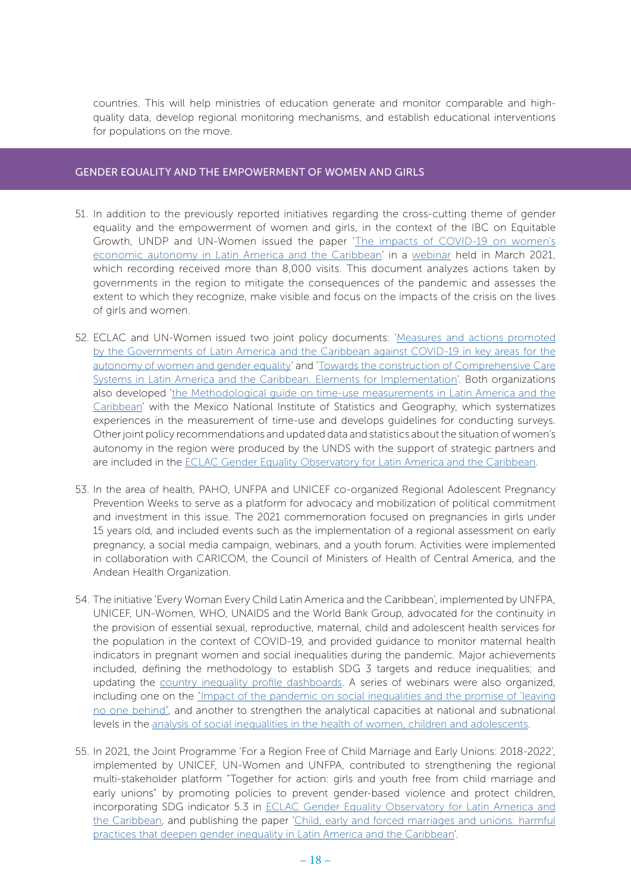countries. This will help ministries of education generate and monitor comparable and high-quality data, develop regional monitoring mechanisms, and establish educational interventions for populations on the move.

## GENDER EQUALITY AND THE EMPOWERMENT OF WOMEN AND GIRLS

51. In addition to the previously reported initiatives regarding the cross-cutting theme of gender equality and the empowerment of women and girls, in the context of the IBC on Equitable Growth, UNDP and UN-Women issued the paper 'The impacts of COVID-19 on women's economic autonomy in Latin America and the Caribbean' in a webinar held in March 2021, which recording received more than 8,000 visits. This document analyzes actions taken by governments in the region to mitigate the consequences of the pandemic and assesses the extent to which they recognize, make visible and focus on the impacts of the crisis on the lives of girls and women.

52. ECLAC and UN-Women issued two joint policy documents: 'Measures and actions promoted by the Governments of Latin America and the Caribbean against COVID-19 in key areas for the autonomy of women and gender equality' and 'Towards the construction of Comprehensive Care Systems in Latin America and the Caribbean. Elements for Implementation'. Both organizations also developed 'the Methodological guide on time-use measurements in Latin America and the Caribbean' with the Mexico National Institute of Statistics and Geography, which systematizes experiences in the measurement of time-use and develops guidelines for conducting surveys. Other joint policy recommendations and updated data and statistics about the situation of women's autonomy in the region were produced by the UNDS with the support of strategic partners and are included in the ECLAC Gender Equality Observatory for Latin America and the Caribbean.

53. In the area of health, PAHO, UNFPA and UNICEF co-organized Regional Adolescent Pregnancy Prevention Weeks to serve as a platform for advocacy and mobilization of political commitment and investment in this issue. The 2021 commemoration focused on pregnancies in girls under 15 years old, and included events such as the implementation of a regional assessment on early pregnancy, a social media campaign, webinars, and a youth forum. Activities were implemented in collaboration with CARICOM, the Council of Ministers of Health of Central America, and the Andean Health Organization.

54. The initiative 'Every Woman Every Child Latin America and the Caribbean', implemented by UNFPA, UNICEF, UN-Women, WHO, UNAIDS and the World Bank Group, advocated for the continuity in the provision of essential sexual, reproductive, maternal, child and adolescent health services for the population in the context of COVID-19, and provided guidance to monitor maternal health indicators in pregnant women and social inequalities during the pandemic. Major achievements included, defining the methodology to establish SDG 3 targets and reduce inequalities; and updating the country inequality profile dashboards. A series of webinars were also organized, including one on the "Impact of the pandemic on social inequalities and the promise of 'leaving no one behind'", and another to strengthen the analytical capacities at national and subnational levels in the analysis of social inequalities in the health of women, children and adolescents.

55. In 2021, the Joint Programme 'For a Region Free of Child Marriage and Early Unions: 2018-2022', implemented by UNICEF, UN-Women and UNFPA, contributed to strengthening the regional multi-stakeholder platform "Together for action: girls and youth free from child marriage and early unions" by promoting policies to prevent gender-based violence and protect children, incorporating SDG indicator 5.3 in ECLAC Gender Equality Observatory for Latin America and the Caribbean, and publishing the paper 'Child, early and forced marriages and unions: harmful practices that deepen gender inequality in Latin America and the Caribbean'.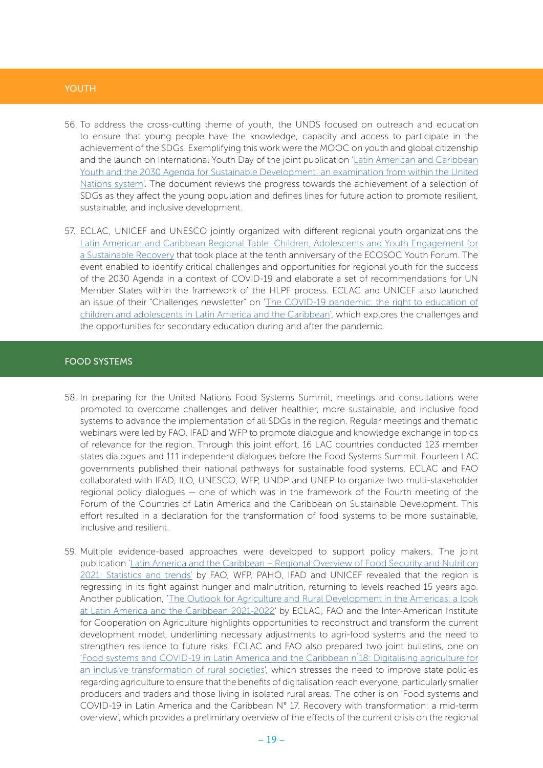## YOUTH

56. To address the cross-cutting theme of youth, the UNDS focused on outreach and education to ensure that young people have the knowledge, capacity and access to participate in the achievement of the SDGs. Exemplifying this work were the MOOC on youth and global citizenship and the launch on International Youth Day of the joint publication 'Latin American and Caribbean Youth and the 2030 Agenda for Sustainable Development: an examination from within the United Nations system'. The document reviews the progress towards the achievement of a selection of SDGs as they affect the young population and defines lines for future action to promote resilient, sustainable, and inclusive development.

57. ECLAC, UNICEF and UNESCO jointly organized with different regional youth organizations the Latin American and Caribbean Regional Table: Children, Adolescents and Youth Engagement for a Sustainable Recovery that took place at the tenth anniversary of the ECOSOC Youth Forum. The event enabled to identify critical challenges and opportunities for regional youth for the success of the 2030 Agenda in a context of COVID-19 and elaborate a set of recommendations for UN Member States within the framework of the HLPF process. ECLAC and UNICEF also launched an issue of their "Challenges newsletter" on 'The COVID-19 pandemic: the right to education of children and adolescents in Latin America and the Caribbean', which explores the challenges and the opportunities for secondary education during and after the pandemic.

## FOOD SYSTEMS

58. In preparing for the United Nations Food Systems Summit, meetings and consultations were promoted to overcome challenges and deliver healthier, more sustainable, and inclusive food systems to advance the implementation of all SDGs in the region. Regular meetings and thematic webinars were led by FAO, IFAD and WFP to promote dialogue and knowledge exchange in topics of relevance for the region. Through this joint effort, 16 LAC countries conducted 123 member states dialogues and 111 independent dialogues before the Food Systems Summit. Fourteen LAC governments published their national pathways for sustainable food systems. ECLAC and FAO collaborated with IFAD, ILO, UNESCO, WFP, UNDP and UNEP to organize two multi-stakeholder regional policy dialogues — one of which was in the framework of the Fourth meeting of the Forum of the Countries of Latin America and the Caribbean on Sustainable Development. This effort resulted in a declaration for the transformation of food systems to be more sustainable, inclusive and resilient.

59. Multiple evidence-based approaches were developed to support policy makers. The joint publication 'Latin America and the Caribbean – Regional Overview of Food Security and Nutrition 2021: Statistics and trends' by FAO, WFP, PAHO, IFAD and UNICEF revealed that the region is regressing in its fight against hunger and malnutrition, returning to levels reached 15 years ago. Another publication, 'The Outlook for Agriculture and Rural Development in the Americas: a look at Latin America and the Caribbean 2021-2022' by ECLAC, FAO and the Inter-American Institute for Cooperation on Agriculture highlights opportunities to reconstruct and transform the current development model, underlining necessary adjustments to agri-food systems and the need to strengthen resilience to future risks. ECLAC and FAO also prepared two joint bulletins, one on 'Food systems and COVID-19 in Latin America and the Caribbean n°18: Digitalising agriculture for an inclusive transformation of rural societies', which stresses the need to improve state policies regarding agriculture to ensure that the benefits of digitalisation reach everyone, particularly smaller producers and traders and those living in isolated rural areas. The other is on 'Food systems and COVID-19 in Latin America and the Caribbean N° 17. Recovery with transformation: a mid-term overview', which provides a preliminary overview of the effects of the current crisis on the regional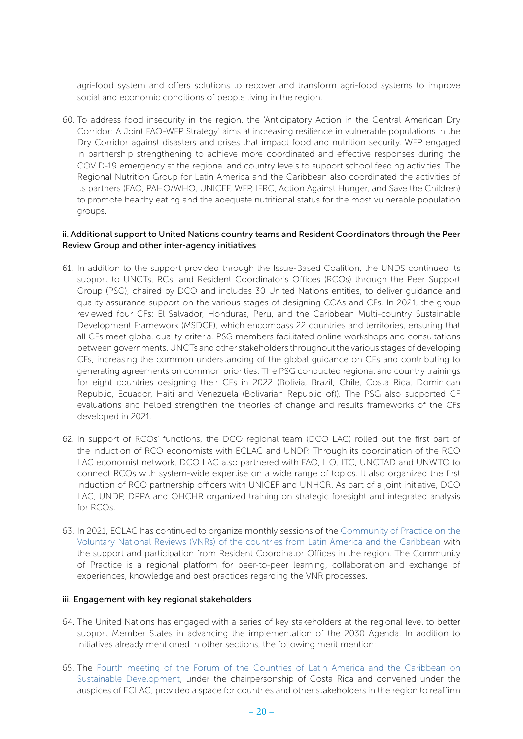agri-food system and offers solutions to recover and transform agri-food systems to improve social and economic conditions of people living in the region.

60. To address food insecurity in the region, the 'Anticipatory Action in the Central American Dry Corridor: A Joint FAO-WFP Strategy' aims at increasing resilience in vulnerable populations in the Dry Corridor against disasters and crises that impact food and nutrition security. WFP engaged in partnership strengthening to achieve more coordinated and effective responses during the COVID-19 emergency at the regional and country levels to support school feeding activities. The Regional Nutrition Group for Latin America and the Caribbean also coordinated the activities of its partners (FAO, PAHO/WHO, UNICEF, WFP, IFRC, Action Against Hunger, and Save the Children) to promote healthy eating and the adequate nutritional status for the most vulnerable population groups.

#### ii. Additional support to United Nations country teams and Resident Coordinators through the Peer Review Group and other inter-agency initiatives

61. In addition to the support provided through the Issue-Based Coalition, the UNDS continued its support to UNCTs, RCs, and Resident Coordinator's Offices (RCOs) through the Peer Support Group (PSG), chaired by DCO and includes 30 United Nations entities, to deliver guidance and quality assurance support on the various stages of designing CCAs and CFs. In 2021, the group reviewed four CFs: El Salvador, Honduras, Peru, and the Caribbean Multi-country Sustainable Development Framework (MSDCF), which encompass 22 countries and territories, ensuring that all CFs meet global quality criteria. PSG members facilitated online workshops and consultations between governments, UNCTs and other stakeholders throughout the various stages of developing CFs, increasing the common understanding of the global guidance on CFs and contributing to generating agreements on common priorities. The PSG conducted regional and country trainings for eight countries designing their CFs in 2022 (Bolivia, Brazil, Chile, Costa Rica, Dominican Republic, Ecuador, Haiti and Venezuela (Bolivarian Republic of)). The PSG also supported CF evaluations and helped strengthen the theories of change and results frameworks of the CFs developed in 2021.

62. In support of RCOs' functions, the DCO regional team (DCO LAC) rolled out the first part of the induction of RCO economists with ECLAC and UNDP. Through its coordination of the RCO LAC economist network, DCO LAC also partnered with FAO, ILO, ITC, UNCTAD and UNWTO to connect RCOs with system-wide expertise on a wide range of topics. It also organized the first induction of RCO partnership officers with UNICEF and UNHCR. As part of a joint initiative, DCO LAC, UNDP, DPPA and OHCHR organized training on strategic foresight and integrated analysis for RCOs.

63. In 2021, ECLAC has continued to organize monthly sessions of the Community of Practice on the Voluntary National Reviews (VNRs) of the countries from Latin America and the Caribbean with the support and participation from Resident Coordinator Offices in the region. The Community of Practice is a regional platform for peer-to-peer learning, collaboration and exchange of experiences, knowledge and best practices regarding the VNR processes.

#### iii. Engagement with key regional stakeholders

64. The United Nations has engaged with a series of key stakeholders at the regional level to better support Member States in advancing the implementation of the 2030 Agenda. In addition to initiatives already mentioned in other sections, the following merit mention:

65. The Fourth meeting of the Forum of the Countries of Latin America and the Caribbean on Sustainable Development, under the chairpersonship of Costa Rica and convened under the auspices of ECLAC, provided a space for countries and other stakeholders in the region to reaffirm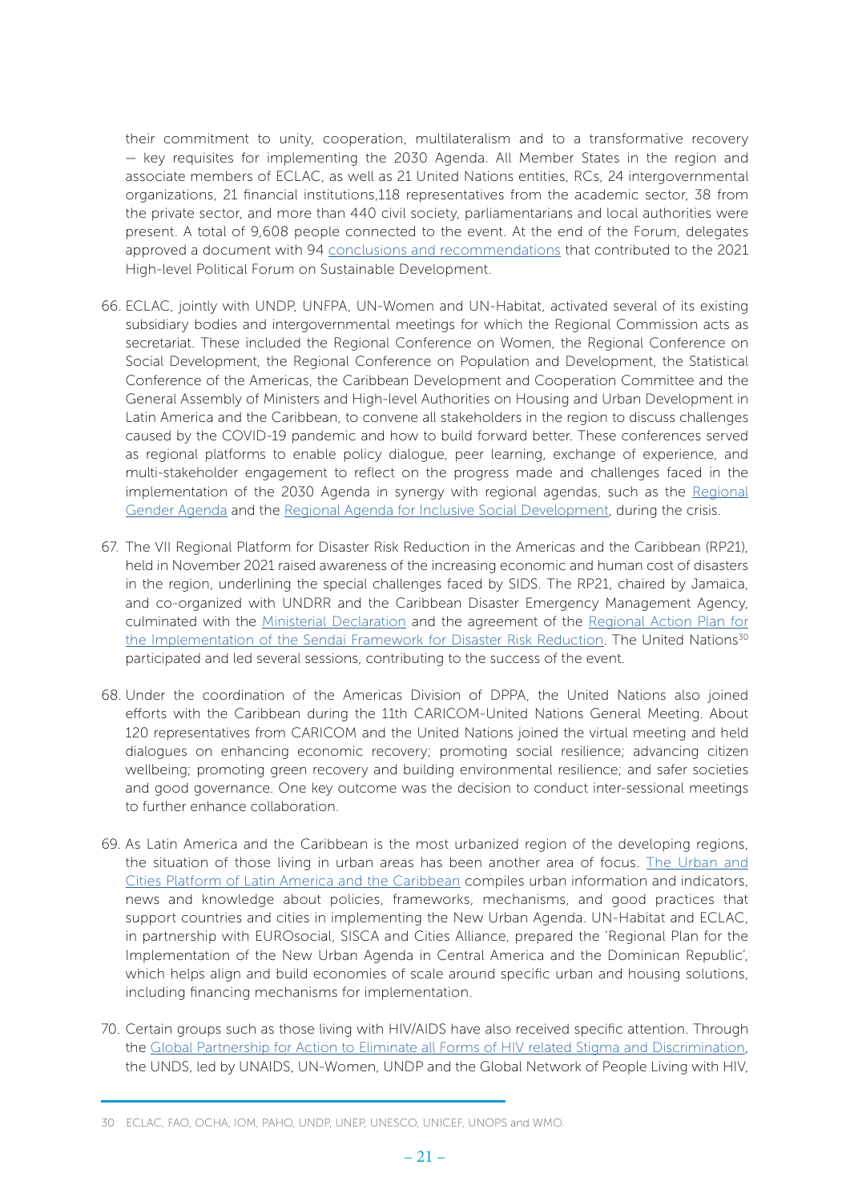their commitment to unity, cooperation, multilateralism and to a transformative recovery — key requisites for implementing the 2030 Agenda. All Member States in the region and associate members of ECLAC, as well as 21 United Nations entities, RCs, 24 intergovernmental organizations, 21 financial institutions,118 representatives from the academic sector, 38 from the private sector, and more than 440 civil society, parliamentarians and local authorities were present. A total of 9,608 people connected to the event. At the end of the Forum, delegates approved a document with 94 conclusions and recommendations that contributed to the 2021 High-level Political Forum on Sustainable Development.

66. ECLAC, jointly with UNDP, UNFPA, UN-Women and UN-Habitat, activated several of its existing subsidiary bodies and intergovernmental meetings for which the Regional Commission acts as secretariat. These included the Regional Conference on Women, the Regional Conference on Social Development, the Regional Conference on Population and Development, the Statistical Conference of the Americas, the Caribbean Development and Cooperation Committee and the General Assembly of Ministers and High-level Authorities on Housing and Urban Development in Latin America and the Caribbean, to convene all stakeholders in the region to discuss challenges caused by the COVID-19 pandemic and how to build forward better. These conferences served as regional platforms to enable policy dialogue, peer learning, exchange of experience, and multi-stakeholder engagement to reflect on the progress made and challenges faced in the implementation of the 2030 Agenda in synergy with regional agendas, such as the Regional Gender Agenda and the Regional Agenda for Inclusive Social Development, during the crisis.

67. The VII Regional Platform for Disaster Risk Reduction in the Americas and the Caribbean (RP21), held in November 2021 raised awareness of the increasing economic and human cost of disasters in the region, underlining the special challenges faced by SIDS. The RP21, chaired by Jamaica, and co-organized with UNDRR and the Caribbean Disaster Emergency Management Agency, culminated with the Ministerial Declaration and the agreement of the Regional Action Plan for the Implementation of the Sendai Framework for Disaster Risk Reduction. The United Nations[30] participated and led several sessions, contributing to the success of the event.

68. Under the coordination of the Americas Division of DPPA, the United Nations also joined efforts with the Caribbean during the 11th CARICOM-United Nations General Meeting. About 120 representatives from CARICOM and the United Nations joined the virtual meeting and held dialogues on enhancing economic recovery; promoting social resilience; advancing citizen wellbeing; promoting green recovery and building environmental resilience; and safer societies and good governance. One key outcome was the decision to conduct inter-sessional meetings to further enhance collaboration.

69. As Latin America and the Caribbean is the most urbanized region of the developing regions, the situation of those living in urban areas has been another area of focus. The Urban and Cities Platform of Latin America and the Caribbean compiles urban information and indicators, news and knowledge about policies, frameworks, mechanisms, and good practices that support countries and cities in implementing the New Urban Agenda. UN-Habitat and ECLAC, in partnership with EUROsocial, SISCA and Cities Alliance, prepared the 'Regional Plan for the Implementation of the New Urban Agenda in Central America and the Dominican Republic', which helps align and build economies of scale around specific urban and housing solutions, including financing mechanisms for implementation.

70. Certain groups such as those living with HIV/AIDS have also received specific attention. Through the Global Partnership for Action to Eliminate all Forms of HIV related Stigma and Discrimination, the UNDS, led by UNAIDS, UN-Women, UNDP and the Global Network of People Living with HIV,

---

30 ECLAC, FAO, OCHA, IOM, PAHO, UNDP, UNEP, UNESCO, UNICEF, UNOPS and WMO.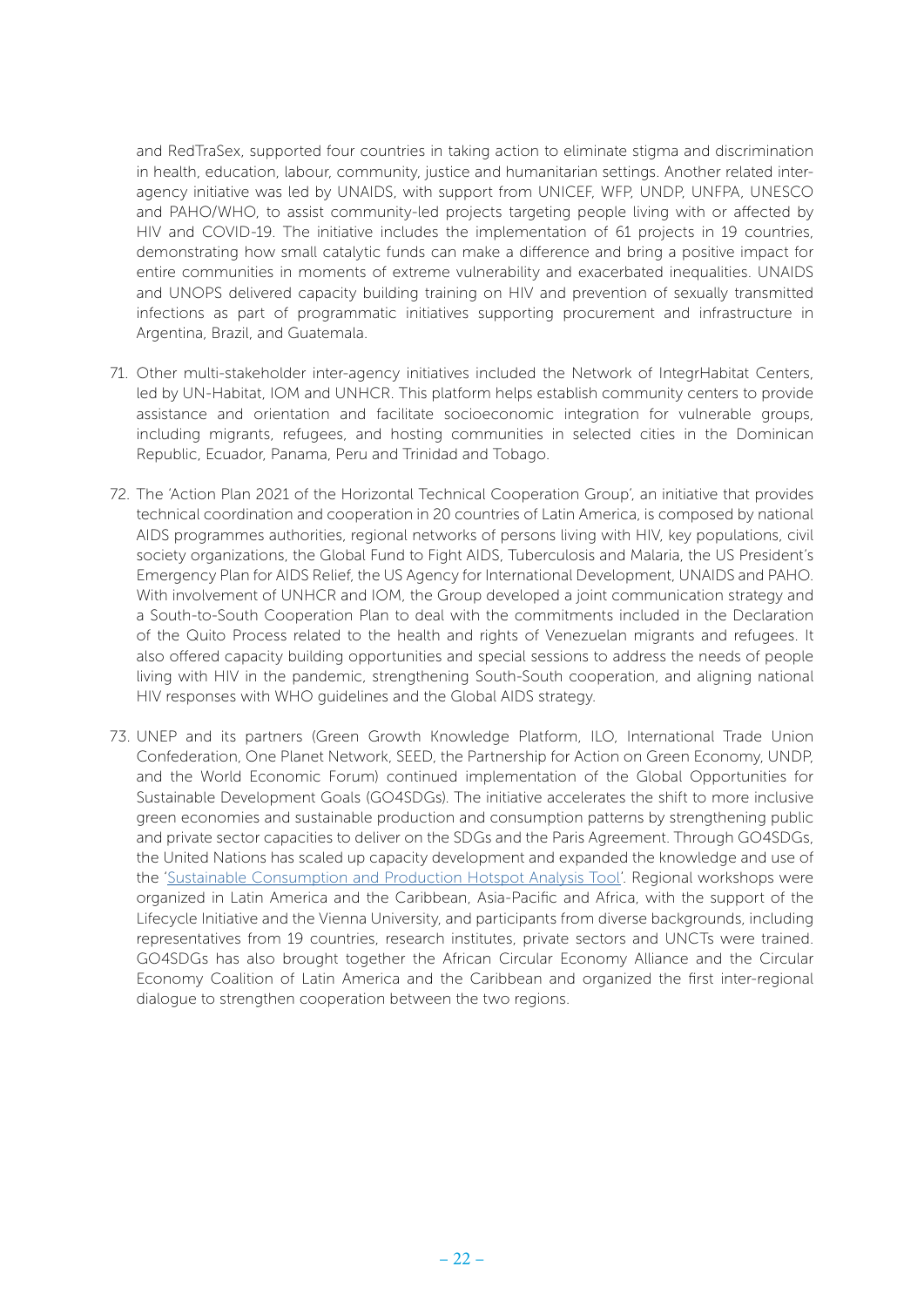and RedTraSex, supported four countries in taking action to eliminate stigma and discrimination in health, education, labour, community, justice and humanitarian settings. Another related inter-agency initiative was led by UNAIDS, with support from UNICEF, WFP, UNDP, UNFPA, UNESCO and PAHO/WHO, to assist community-led projects targeting people living with or affected by HIV and COVID-19. The initiative includes the implementation of 61 projects in 19 countries, demonstrating how small catalytic funds can make a difference and bring a positive impact for entire communities in moments of extreme vulnerability and exacerbated inequalities. UNAIDS and UNOPS delivered capacity building training on HIV and prevention of sexually transmitted infections as part of programmatic initiatives supporting procurement and infrastructure in Argentina, Brazil, and Guatemala.

71. Other multi-stakeholder inter-agency initiatives included the Network of IntegrHabitat Centers, led by UN-Habitat, IOM and UNHCR. This platform helps establish community centers to provide assistance and orientation and facilitate socioeconomic integration for vulnerable groups, including migrants, refugees, and hosting communities in selected cities in the Dominican Republic, Ecuador, Panama, Peru and Trinidad and Tobago.

72. The 'Action Plan 2021 of the Horizontal Technical Cooperation Group', an initiative that provides technical coordination and cooperation in 20 countries of Latin America, is composed by national AIDS programmes authorities, regional networks of persons living with HIV, key populations, civil society organizations, the Global Fund to Fight AIDS, Tuberculosis and Malaria, the US President's Emergency Plan for AIDS Relief, the US Agency for International Development, UNAIDS and PAHO. With involvement of UNHCR and IOM, the Group developed a joint communication strategy and a South-to-South Cooperation Plan to deal with the commitments included in the Declaration of the Quito Process related to the health and rights of Venezuelan migrants and refugees. It also offered capacity building opportunities and special sessions to address the needs of people living with HIV in the pandemic, strengthening South-South cooperation, and aligning national HIV responses with WHO guidelines and the Global AIDS strategy.

73. UNEP and its partners (Green Growth Knowledge Platform, ILO, International Trade Union Confederation, One Planet Network, SEED, the Partnership for Action on Green Economy, UNDP, and the World Economic Forum) continued implementation of the Global Opportunities for Sustainable Development Goals (GO4SDGs). The initiative accelerates the shift to more inclusive green economies and sustainable production and consumption patterns by strengthening public and private sector capacities to deliver on the SDGs and the Paris Agreement. Through GO4SDGs, the United Nations has scaled up capacity development and expanded the knowledge and use of the 'Sustainable Consumption and Production Hotspot Analysis Tool'. Regional workshops were organized in Latin America and the Caribbean, Asia-Pacific and Africa, with the support of the Lifecycle Initiative and the Vienna University, and participants from diverse backgrounds, including representatives from 19 countries, research institutes, private sectors and UNCTs were trained. GO4SDGs has also brought together the African Circular Economy Alliance and the Circular Economy Coalition of Latin America and the Caribbean and organized the first inter-regional dialogue to strengthen cooperation between the two regions.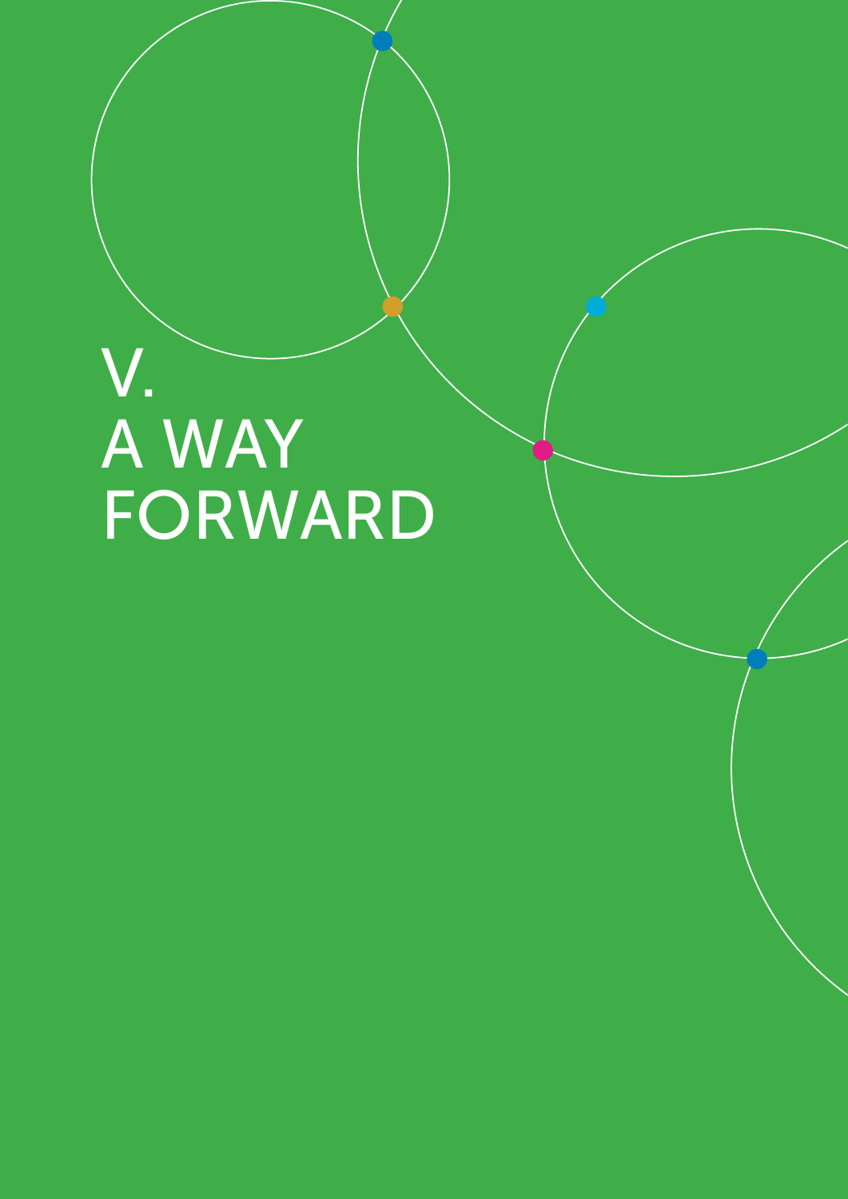# V. A WAY FORWARD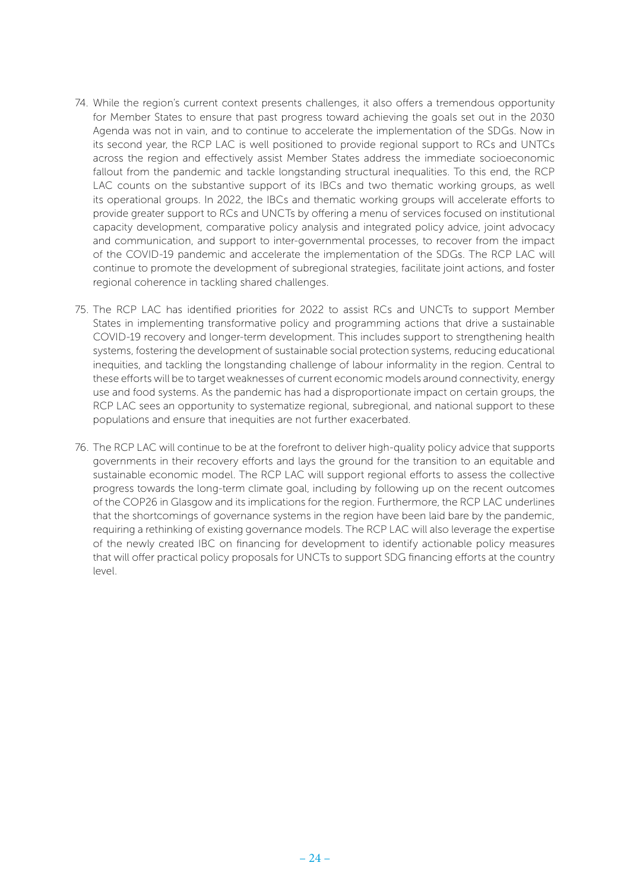74. While the region's current context presents challenges, it also offers a tremendous opportunity for Member States to ensure that past progress toward achieving the goals set out in the 2030 Agenda was not in vain, and to continue to accelerate the implementation of the SDGs. Now in its second year, the RCP LAC is well positioned to provide regional support to RCs and UNTCs across the region and effectively assist Member States address the immediate socioeconomic fallout from the pandemic and tackle longstanding structural inequalities. To this end, the RCP LAC counts on the substantive support of its IBCs and two thematic working groups, as well its operational groups. In 2022, the IBCs and thematic working groups will accelerate efforts to provide greater support to RCs and UNCTs by offering a menu of services focused on institutional capacity development, comparative policy analysis and integrated policy advice, joint advocacy and communication, and support to inter-governmental processes, to recover from the impact of the COVID-19 pandemic and accelerate the implementation of the SDGs. The RCP LAC will continue to promote the development of subregional strategies, facilitate joint actions, and foster regional coherence in tackling shared challenges.

75. The RCP LAC has identified priorities for 2022 to assist RCs and UNCTs to support Member States in implementing transformative policy and programming actions that drive a sustainable COVID-19 recovery and longer-term development. This includes support to strengthening health systems, fostering the development of sustainable social protection systems, reducing educational inequities, and tackling the longstanding challenge of labour informality in the region. Central to these efforts will be to target weaknesses of current economic models around connectivity, energy use and food systems. As the pandemic has had a disproportionate impact on certain groups, the RCP LAC sees an opportunity to systematize regional, subregional, and national support to these populations and ensure that inequities are not further exacerbated.

76. The RCP LAC will continue to be at the forefront to deliver high-quality policy advice that supports governments in their recovery efforts and lays the ground for the transition to an equitable and sustainable economic model. The RCP LAC will support regional efforts to assess the collective progress towards the long-term climate goal, including by following up on the recent outcomes of the COP26 in Glasgow and its implications for the region. Furthermore, the RCP LAC underlines that the shortcomings of governance systems in the region have been laid bare by the pandemic, requiring a rethinking of existing governance models. The RCP LAC will also leverage the expertise of the newly created IBC on financing for development to identify actionable policy measures that will offer practical policy proposals for UNCTs to support SDG financing efforts at the country level.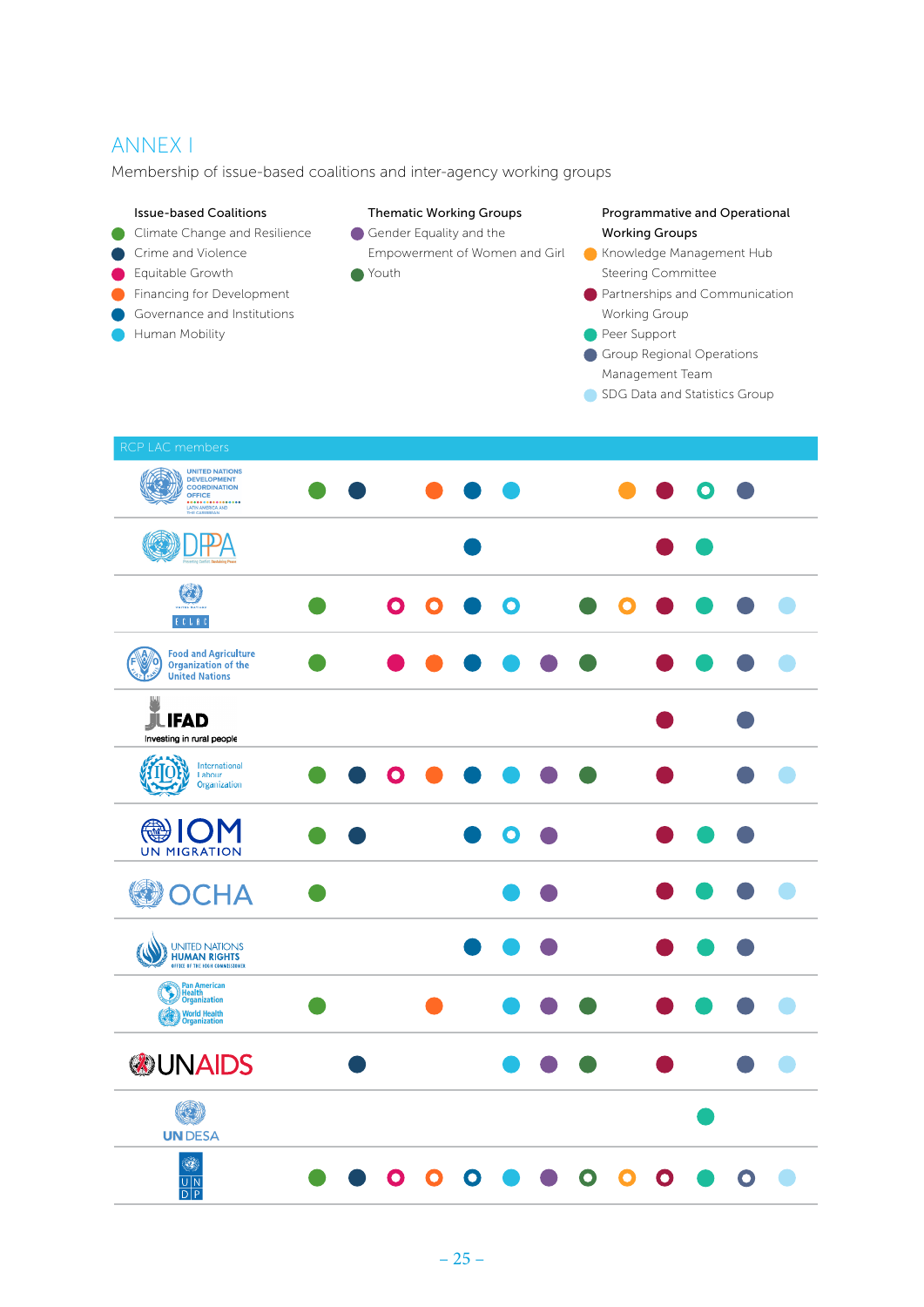# ANNEX I

Membership of issue-based coalitions and inter-agency working groups

**Issue-based Coalitions**

- Climate Change and Resilience
- Crime and Violence
- Equitable Growth
- Financing for Development
- Governance and Institutions
- Human Mobility

**Thematic Working Groups**

- Gender Equality and the Empowerment of Women and Girl
- Youth

**Programmative and Operational Working Groups**

- Knowledge Management Hub Steering Committee
- Partnerships and Communication Working Group
- Peer Support
- Group Regional Operations Management Team
- SDG Data and Statistics Group

| RCP LAC members | Climate Change and Resilience | Crime and Violence | Equitable Growth | Financing for Development | Governance and Institutions | Human Mobility | Gender Equality and the Empowerment of Women and Girl | Youth | Knowledge Management Hub Steering Committee | Partnerships and Communication Working Group | Peer Support | Group Regional Operations Management Team | SDG Data and Statistics Group |
|---|---|---|---|---|---|---|---|---|---|---|---|---|---|
| United Nations Development Coordination Office – Latin America and the Caribbean | ● | ● | | ● | ● | ● | | | ● | ● | ○ | ● | |
| DPPA | | | | | ● | | | | | ● | ● | | |
| ECLAC | ● | | ○ | ○ | ● | ○ | | ● | ○ | ● | ● | ● | ● |
| Food and Agriculture Organization of the United Nations | ● | | ● | ● | ● | ● | ● | ● | | ● | ● | ● | ● |
| IFAD – Investing in rural people | | | | | | | | | | ● | | ● | |
| International Labour Organization | ● | ● | ○ | ● | ● | ● | ● | ● | | ● | | ● | ● |
| IOM – UN Migration | ● | ● | | | ● | ○ | ● | | | ● | ● | ● | |
| OCHA | ● | | | | | ● | ● | | | ● | ● | ● | ● |
| United Nations Human Rights – Office of the High Commissioner | | | | | ● | ● | ● | | | ● | ● | ● | |
| Pan American Health Organization / World Health Organization | ● | | | ● | | ● | ● | ● | | ● | ● | ● | ● |
| UNAIDS | | ● | | | | ● | ● | ● | | ● | | ● | ● |
| UN DESA | | | | | | | | | | | ● | | |
| UNDP | ● | ● | ○ | ○ | ○ | ● | ● | ○ | ○ | ○ | ● | ○ | ● |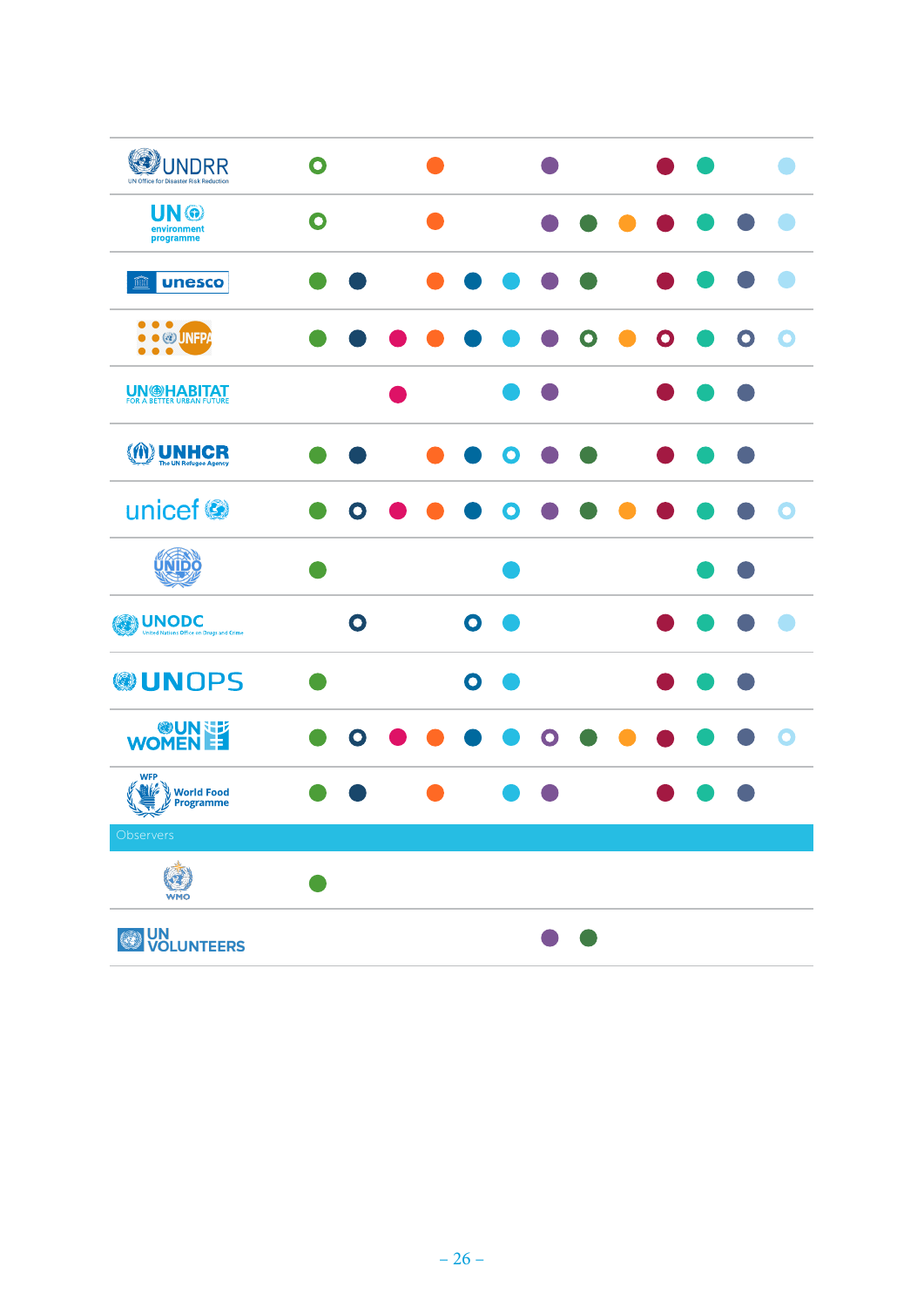| | | | | | | | | | | | | | |
|---|---|---|---|---|---|---|---|---|---|---|---|---|---|
| UNDRR UN Office for Disaster Risk Reduction | ○ | | | ● | | | ● | | | ● | ● | | ● |
| UN environment programme | ○ | | | ● | | | ● | ● | ● | ● | ● | ● | ● |
| unesco | ● | ● | | ● | ● | ● | ● | ● | | ● | ● | ● | ● |
| UNFPA | ● | ● | ● | ● | ● | ● | ● | ○ | ● | ○ | ● | ○ | ○ |
| UN-HABITAT FOR A BETTER URBAN FUTURE | | | ● | | | ● | ● | | | ● | ● | ● | |
| UNHCR The UN Refugee Agency | ● | ● | | ● | ● | ○ | ● | ● | | ● | ● | ● | |
| unicef | ● | ○ | ● | ● | ● | ○ | ● | ● | ● | ● | ● | ● | ○ |
| UNIDO | ● | | | | | ● | | | | | ● | ● | |
| UNODC United Nations Office on Drugs and Crime | | ○ | | | ○ | ● | | | | ● | ● | ● | ● |
| UNOPS | ● | | | | ○ | ● | | | | ● | ● | ● | |
| UN WOMEN | ● | ○ | ● | ● | ● | ● | ○ | ● | ● | ● | ● | ● | ○ |
| WFP World Food Programme | ● | ● | | ● | | ● | ● | | | ● | ● | ● | |
| **Observers** | | | | | | | | | | | | | |
| WMO | ● | | | | | | | | | | | | |
| UN VOLUNTEERS | | | | | | | ● | ● | | | | | |